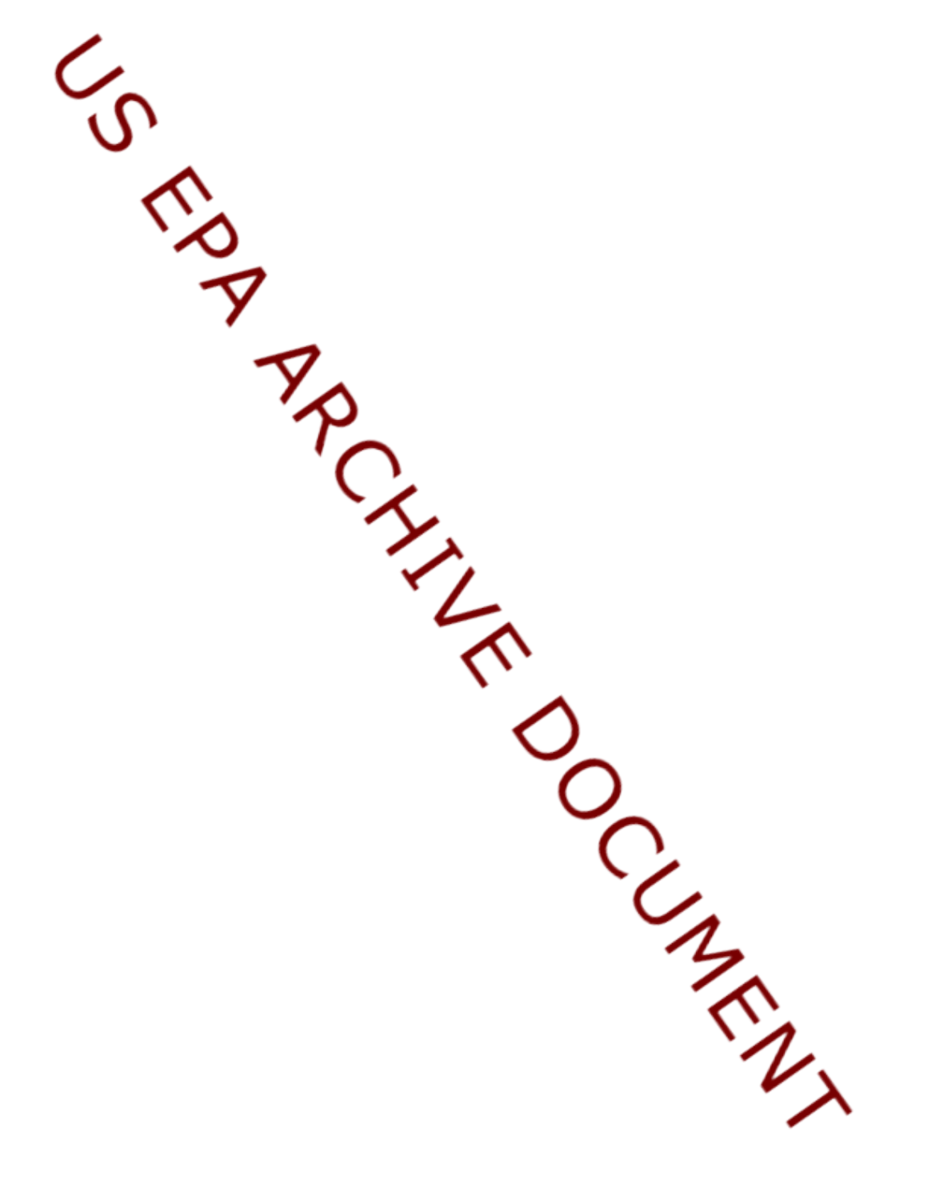US EPA ARCHIVE DOCUMENT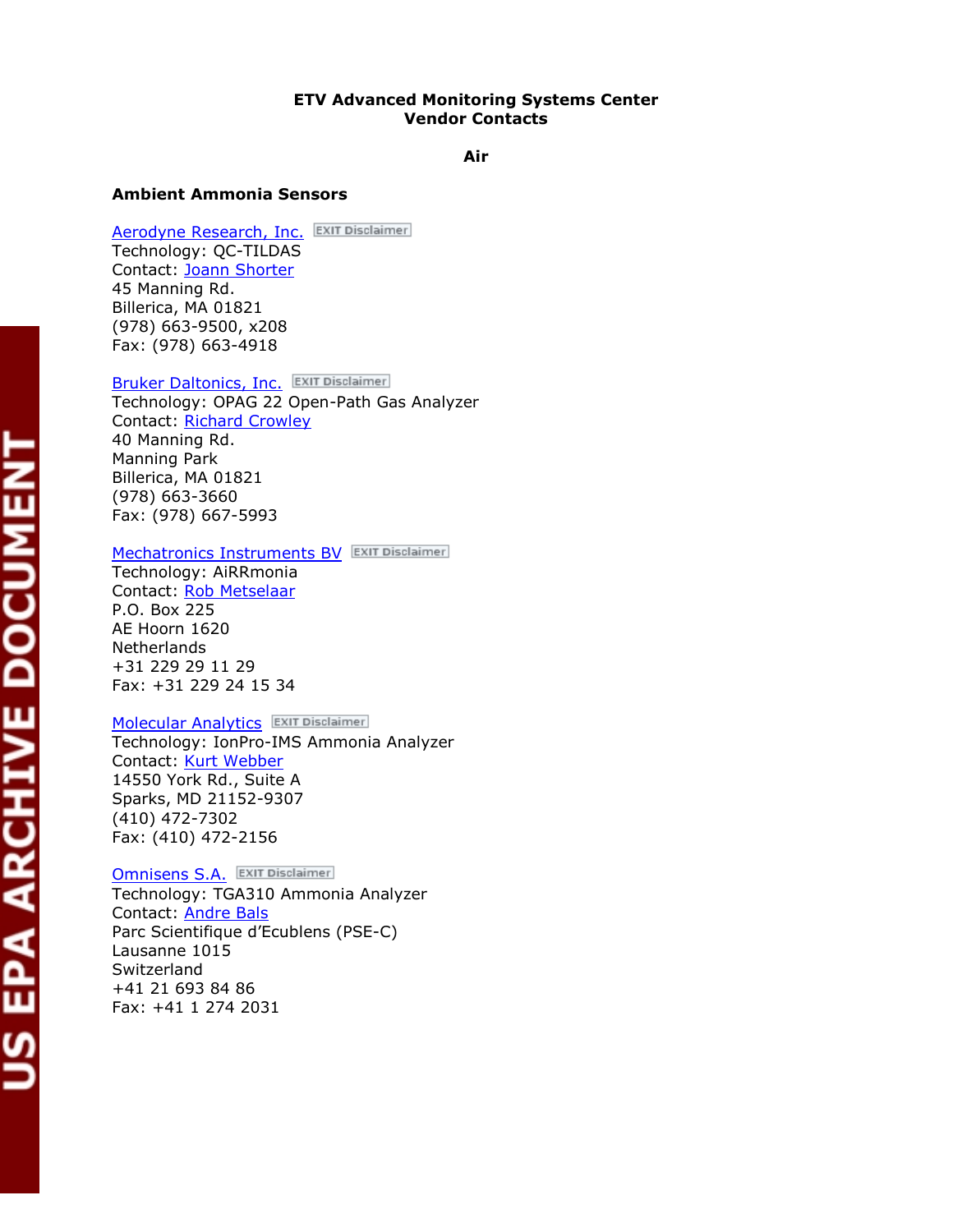**ETV Advanced Monitoring Systems Center**
**Vendor Contacts**

**Air**

### Ambient Ammonia Sensors

Aerodyne Research, Inc. EXIT Disclaimer
Technology: QC-TILDAS
Contact: Joann Shorter
45 Manning Rd.
Billerica, MA 01821
(978) 663-9500, x208
Fax: (978) 663-4918

Bruker Daltonics, Inc. EXIT Disclaimer
Technology: OPAG 22 Open-Path Gas Analyzer
Contact: Richard Crowley
40 Manning Rd.
Manning Park
Billerica, MA 01821
(978) 663-3660
Fax: (978) 667-5993

Mechatronics Instruments BV EXIT Disclaimer
Technology: AiRRmonia
Contact: Rob Metselaar
P.O. Box 225
AE Hoorn 1620
Netherlands
+31 229 29 11 29
Fax: +31 229 24 15 34

Molecular Analytics EXIT Disclaimer
Technology: IonPro-IMS Ammonia Analyzer
Contact: Kurt Webber
14550 York Rd., Suite A
Sparks, MD 21152-9307
(410) 472-7302
Fax: (410) 472-2156

Omnisens S.A. EXIT Disclaimer
Technology: TGA310 Ammonia Analyzer
Contact: Andre Bals
Parc Scientifique d'Ecublens (PSE-C)
Lausanne 1015
Switzerland
+41 21 693 84 86
Fax: +41 1 274 2031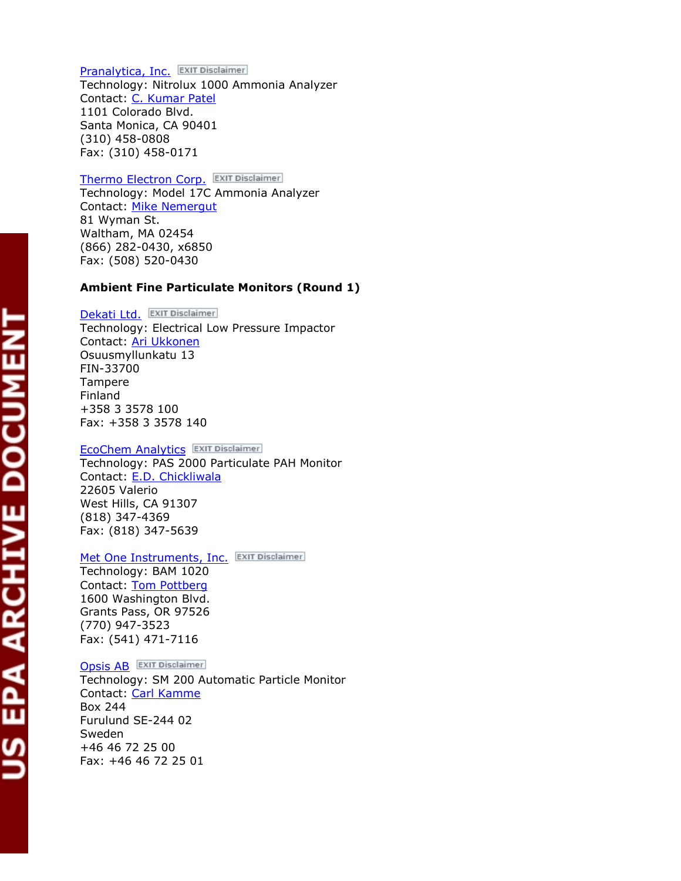Pranalytica, Inc. EXIT Disclaimer
Technology: Nitrolux 1000 Ammonia Analyzer
Contact: C. Kumar Patel
1101 Colorado Blvd.
Santa Monica, CA 90401
(310) 458-0808
Fax: (310) 458-0171

Thermo Electron Corp. EXIT Disclaimer
Technology: Model 17C Ammonia Analyzer
Contact: Mike Nemergut
81 Wyman St.
Waltham, MA 02454
(866) 282-0430, x6850
Fax: (508) 520-0430

**Ambient Fine Particulate Monitors (Round 1)**

Dekati Ltd. EXIT Disclaimer
Technology: Electrical Low Pressure Impactor
Contact: Ari Ukkonen
Osuusmyllunkatu 13
FIN-33700
Tampere
Finland
+358 3 3578 100
Fax: +358 3 3578 140

EcoChem Analytics EXIT Disclaimer
Technology: PAS 2000 Particulate PAH Monitor
Contact: E.D. Chickliwala
22605 Valerio
West Hills, CA 91307
(818) 347-4369
Fax: (818) 347-5639

Met One Instruments, Inc. EXIT Disclaimer
Technology: BAM 1020
Contact: Tom Pottberg
1600 Washington Blvd.
Grants Pass, OR 97526
(770) 947-3523
Fax: (541) 471-7116

Opsis AB EXIT Disclaimer
Technology: SM 200 Automatic Particle Monitor
Contact: Carl Kamme
Box 244
Furulund SE-244 02
Sweden
+46 46 72 25 00
Fax: +46 46 72 25 01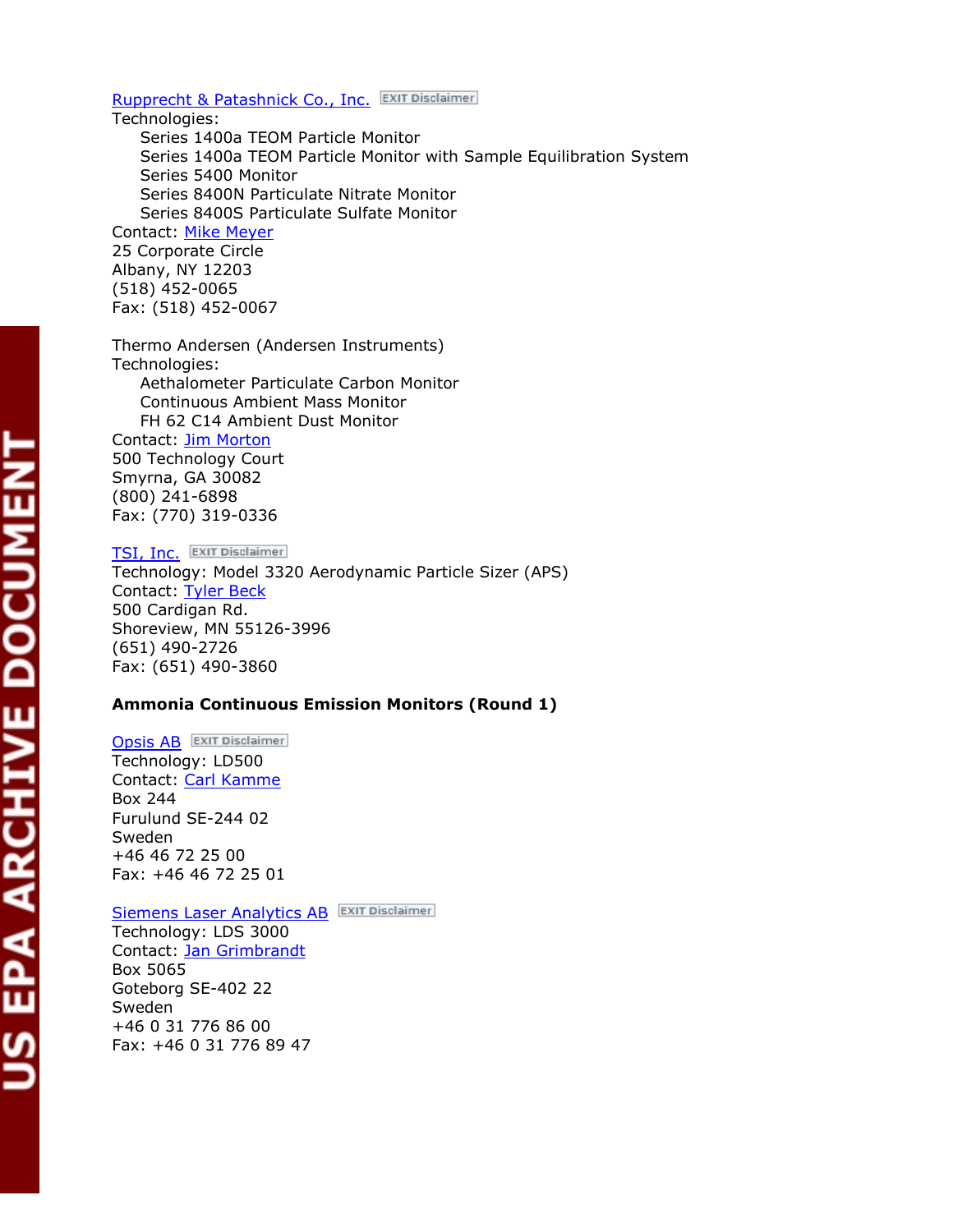Rupprecht & Patashnick Co., Inc. EXIT Disclaimer
Technologies:

- Series 1400a TEOM Particle Monitor
- Series 1400a TEOM Particle Monitor with Sample Equilibration System
- Series 5400 Monitor
- Series 8400N Particulate Nitrate Monitor
- Series 8400S Particulate Sulfate Monitor

Contact: Mike Meyer
25 Corporate Circle
Albany, NY 12203
(518) 452-0065
Fax: (518) 452-0067

Thermo Andersen (Andersen Instruments)
Technologies:

- Aethalometer Particulate Carbon Monitor
- Continuous Ambient Mass Monitor
- FH 62 C14 Ambient Dust Monitor

Contact: Jim Morton
500 Technology Court
Smyrna, GA 30082
(800) 241-6898
Fax: (770) 319-0336

TSI, Inc. EXIT Disclaimer
Technology: Model 3320 Aerodynamic Particle Sizer (APS)
Contact: Tyler Beck
500 Cardigan Rd.
Shoreview, MN 55126-3996
(651) 490-2726
Fax: (651) 490-3860

**Ammonia Continuous Emission Monitors (Round 1)**

Opsis AB EXIT Disclaimer
Technology: LD500
Contact: Carl Kamme
Box 244
Furulund SE-244 02
Sweden
+46 46 72 25 00
Fax: +46 46 72 25 01

Siemens Laser Analytics AB EXIT Disclaimer
Technology: LDS 3000
Contact: Jan Grimbrandt
Box 5065
Goteborg SE-402 22
Sweden
+46 0 31 776 86 00
Fax: +46 0 31 776 89 47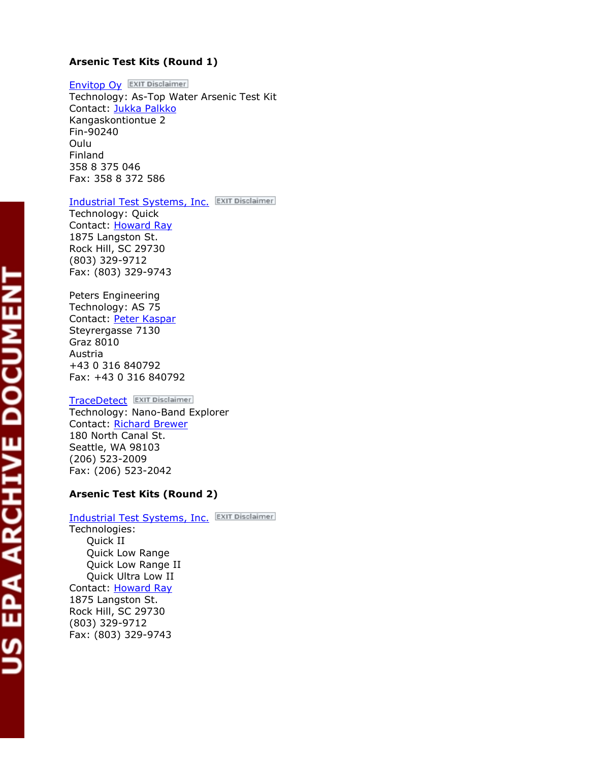**Arsenic Test Kits (Round 1)**

Envitop Oy EXIT Disclaimer
Technology: As-Top Water Arsenic Test Kit
Contact: Jukka Palkko
Kangaskontiontue 2
Fin-90240
Oulu
Finland
358 8 375 046
Fax: 358 8 372 586

Industrial Test Systems, Inc. EXIT Disclaimer
Technology: Quick
Contact: Howard Ray
1875 Langston St.
Rock Hill, SC 29730
(803) 329-9712
Fax: (803) 329-9743

Peters Engineering
Technology: AS 75
Contact: Peter Kaspar
Steyrergasse 7130
Graz 8010
Austria
+43 0 316 840792
Fax: +43 0 316 840792

TraceDetect EXIT Disclaimer
Technology: Nano-Band Explorer
Contact: Richard Brewer
180 North Canal St.
Seattle, WA 98103
(206) 523-2009
Fax: (206) 523-2042

**Arsenic Test Kits (Round 2)**

Industrial Test Systems, Inc. EXIT Disclaimer
Technologies:
- Quick II
- Quick Low Range
- Quick Low Range II
- Quick Ultra Low II

Contact: Howard Ray
1875 Langston St.
Rock Hill, SC 29730
(803) 329-9712
Fax: (803) 329-9743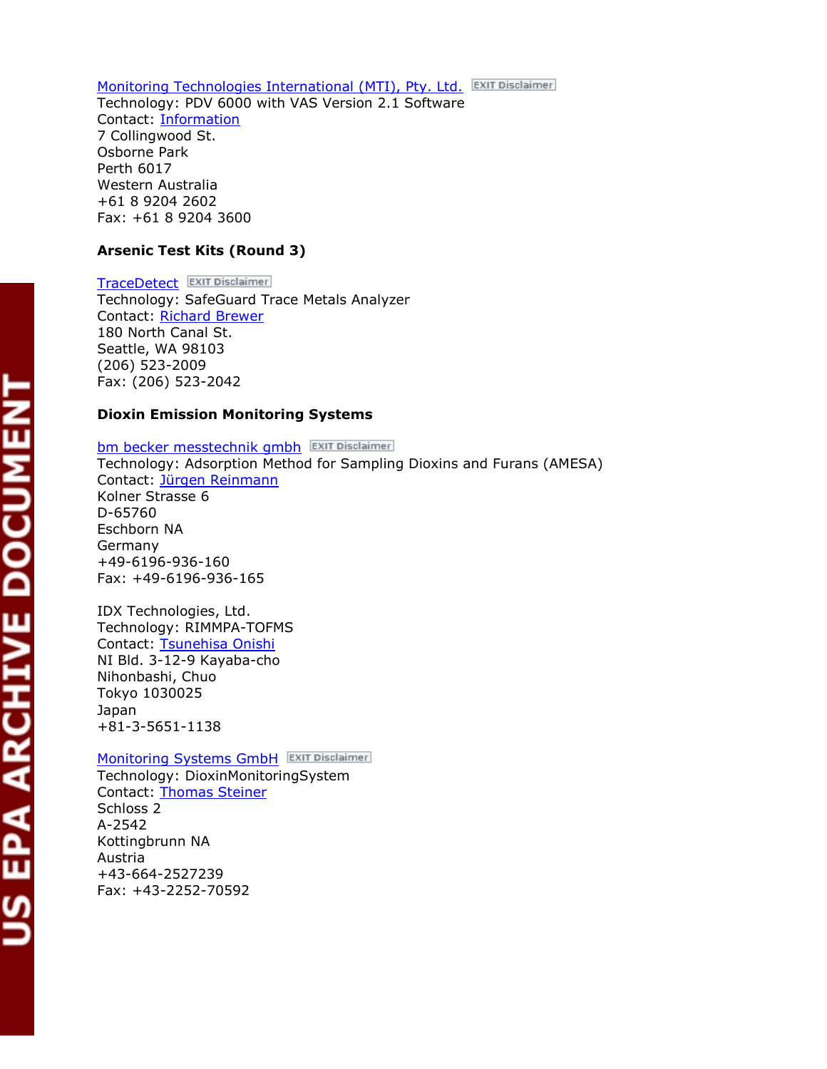Monitoring Technologies International (MTI), Pty. Ltd. EXIT Disclaimer
Technology: PDV 6000 with VAS Version 2.1 Software
Contact: Information
7 Collingwood St.
Osborne Park
Perth 6017
Western Australia
+61 8 9204 2602
Fax: +61 8 9204 3600

**Arsenic Test Kits (Round 3)**

TraceDetect EXIT Disclaimer
Technology: SafeGuard Trace Metals Analyzer
Contact: Richard Brewer
180 North Canal St.
Seattle, WA 98103
(206) 523-2009
Fax: (206) 523-2042

**Dioxin Emission Monitoring Systems**

bm becker messtechnik gmbh EXIT Disclaimer
Technology: Adsorption Method for Sampling Dioxins and Furans (AMESA)
Contact: Jürgen Reinmann
Kolner Strasse 6
D-65760
Eschborn NA
Germany
+49-6196-936-160
Fax: +49-6196-936-165

IDX Technologies, Ltd.
Technology: RIMMPA-TOFMS
Contact: Tsunehisa Onishi
NI Bld. 3-12-9 Kayaba-cho
Nihonbashi, Chuo
Tokyo 1030025
Japan
+81-3-5651-1138

Monitoring Systems GmbH EXIT Disclaimer
Technology: DioxinMonitoringSystem
Contact: Thomas Steiner
Schloss 2
A-2542
Kottingbrunn NA
Austria
+43-664-2527239
Fax: +43-2252-70592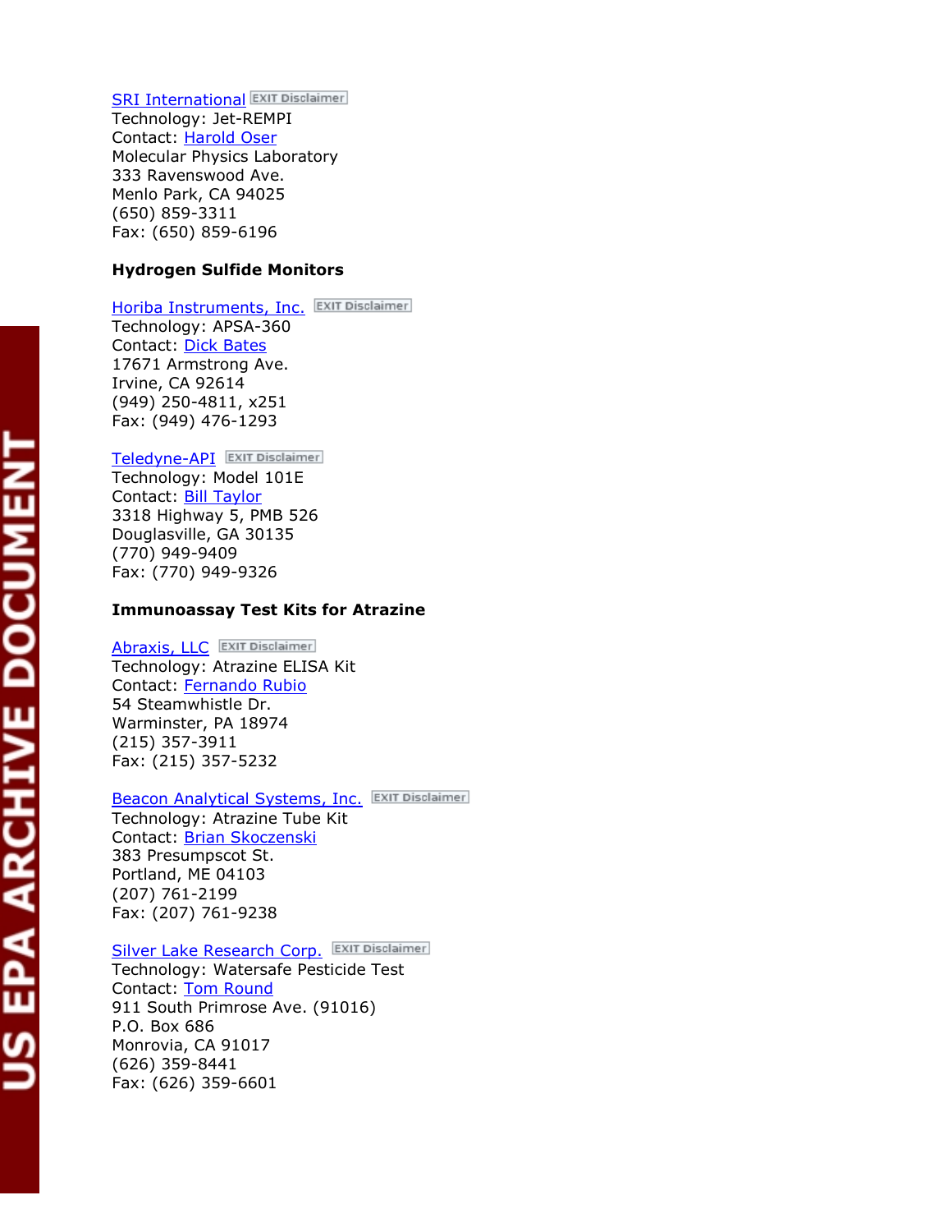SRI International EXIT Disclaimer
Technology: Jet-REMPI
Contact: Harold Oser
Molecular Physics Laboratory
333 Ravenswood Ave.
Menlo Park, CA 94025
(650) 859-3311
Fax: (650) 859-6196

**Hydrogen Sulfide Monitors**

Horiba Instruments, Inc. EXIT Disclaimer
Technology: APSA-360
Contact: Dick Bates
17671 Armstrong Ave.
Irvine, CA 92614
(949) 250-4811, x251
Fax: (949) 476-1293

Teledyne-API EXIT Disclaimer
Technology: Model 101E
Contact: Bill Taylor
3318 Highway 5, PMB 526
Douglasville, GA 30135
(770) 949-9409
Fax: (770) 949-9326

**Immunoassay Test Kits for Atrazine**

Abraxis, LLC EXIT Disclaimer
Technology: Atrazine ELISA Kit
Contact: Fernando Rubio
54 Steamwhistle Dr.
Warminster, PA 18974
(215) 357-3911
Fax: (215) 357-5232

Beacon Analytical Systems, Inc. EXIT Disclaimer
Technology: Atrazine Tube Kit
Contact: Brian Skoczenski
383 Presumpscot St.
Portland, ME 04103
(207) 761-2199
Fax: (207) 761-9238

Silver Lake Research Corp. EXIT Disclaimer
Technology: Watersafe Pesticide Test
Contact: Tom Round
911 South Primrose Ave. (91016)
P.O. Box 686
Monrovia, CA 91017
(626) 359-8441
Fax: (626) 359-6601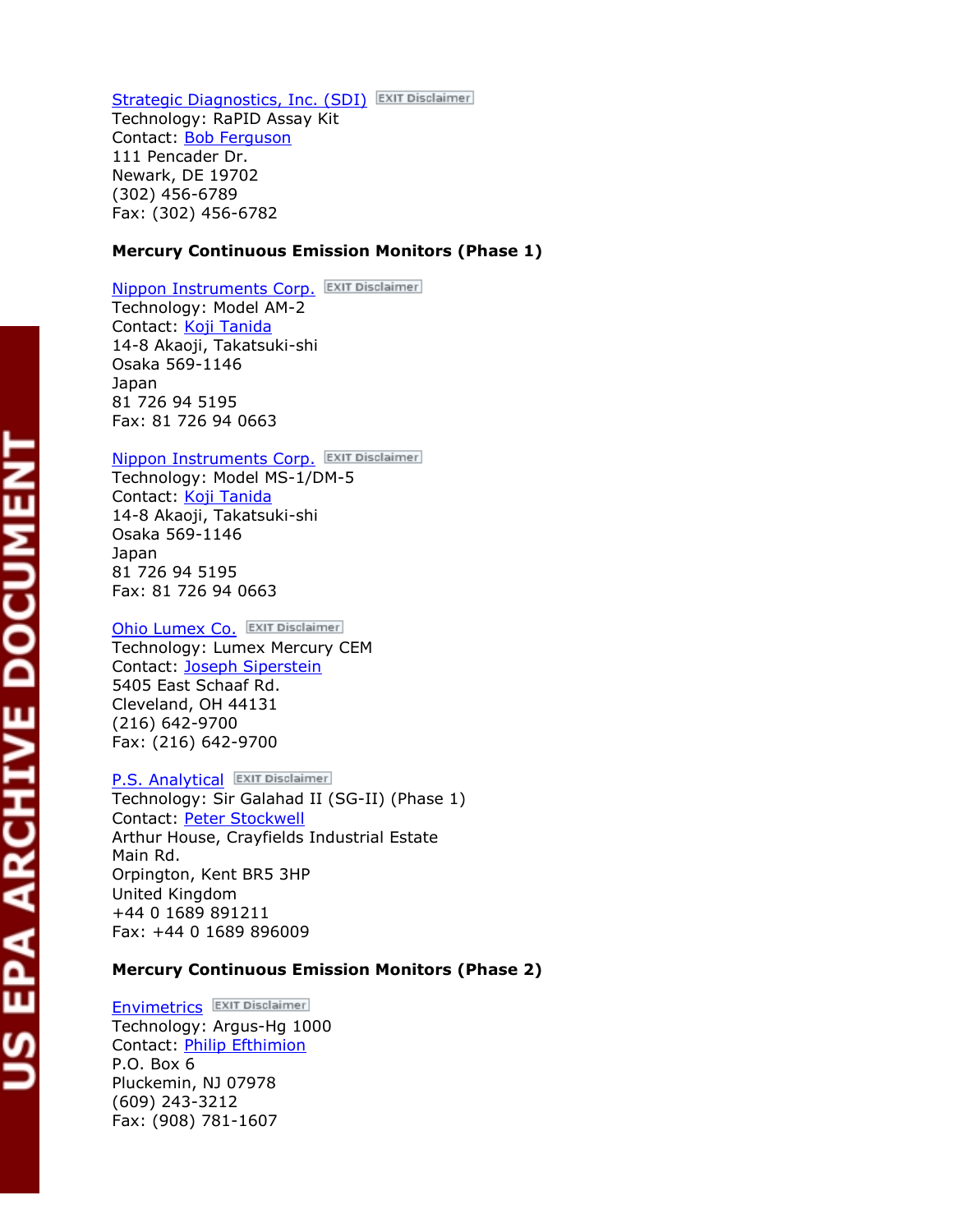Strategic Diagnostics, Inc. (SDI) EXIT Disclaimer
Technology: RaPID Assay Kit
Contact: Bob Ferguson
111 Pencader Dr.
Newark, DE 19702
(302) 456-6789
Fax: (302) 456-6782

**Mercury Continuous Emission Monitors (Phase 1)**

Nippon Instruments Corp. EXIT Disclaimer
Technology: Model AM-2
Contact: Koji Tanida
14-8 Akaoji, Takatsuki-shi
Osaka 569-1146
Japan
81 726 94 5195
Fax: 81 726 94 0663

Nippon Instruments Corp. EXIT Disclaimer
Technology: Model MS-1/DM-5
Contact: Koji Tanida
14-8 Akaoji, Takatsuki-shi
Osaka 569-1146
Japan
81 726 94 5195
Fax: 81 726 94 0663

Ohio Lumex Co. EXIT Disclaimer
Technology: Lumex Mercury CEM
Contact: Joseph Siperstein
5405 East Schaaf Rd.
Cleveland, OH 44131
(216) 642-9700
Fax: (216) 642-9700

P.S. Analytical EXIT Disclaimer
Technology: Sir Galahad II (SG-II) (Phase 1)
Contact: Peter Stockwell
Arthur House, Crayfields Industrial Estate
Main Rd.
Orpington, Kent BR5 3HP
United Kingdom
+44 0 1689 891211
Fax: +44 0 1689 896009

**Mercury Continuous Emission Monitors (Phase 2)**

Envimetrics EXIT Disclaimer
Technology: Argus-Hg 1000
Contact: Philip Efthimion
P.O. Box 6
Pluckemin, NJ 07978
(609) 243-3212
Fax: (908) 781-1607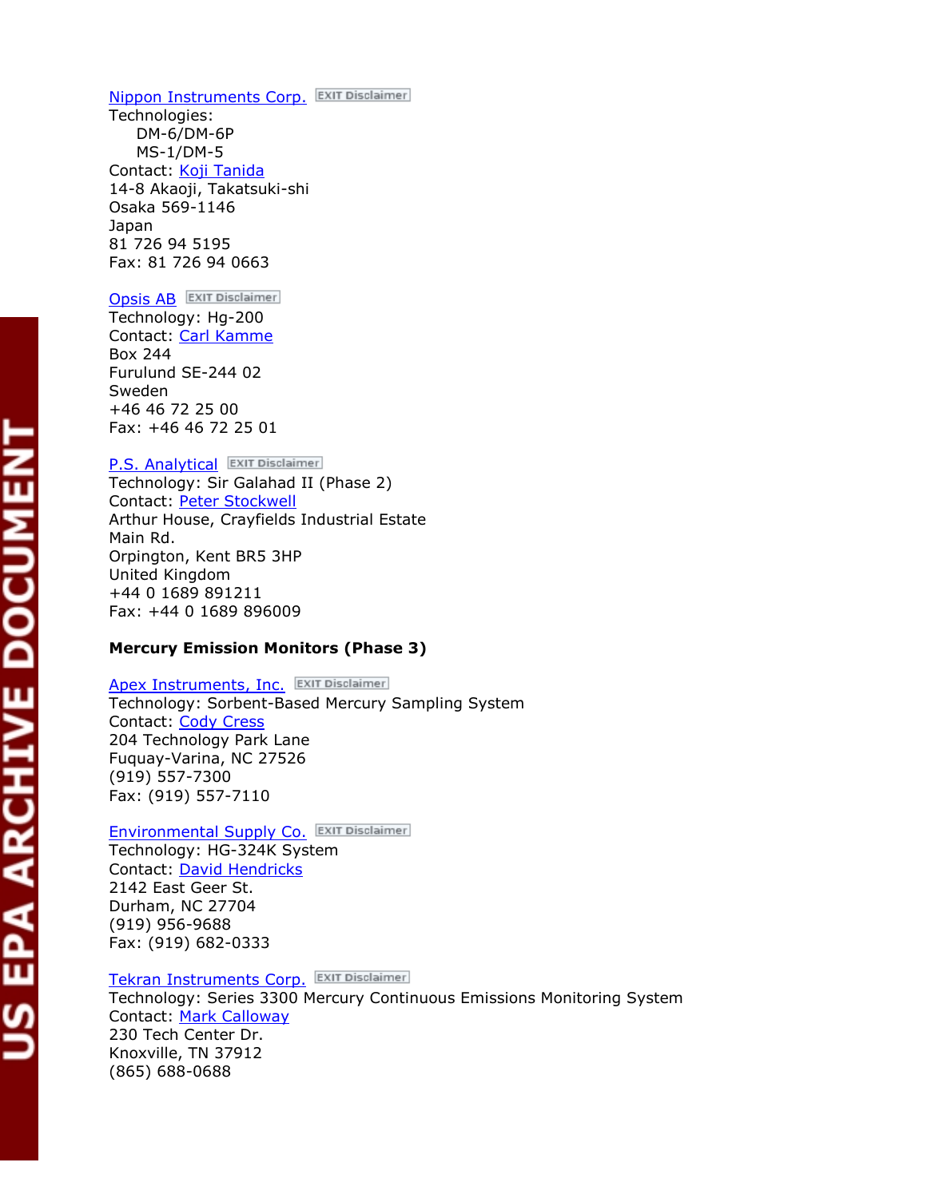Nippon Instruments Corp. EXIT Disclaimer
Technologies:
DM-6/DM-6P
MS-1/DM-5
Contact: Koji Tanida
14-8 Akaoji, Takatsuki-shi
Osaka 569-1146
Japan
81 726 94 5195
Fax: 81 726 94 0663

Opsis AB EXIT Disclaimer
Technology: Hg-200
Contact: Carl Kamme
Box 244
Furulund SE-244 02
Sweden
+46 46 72 25 00
Fax: +46 46 72 25 01

P.S. Analytical EXIT Disclaimer
Technology: Sir Galahad II (Phase 2)
Contact: Peter Stockwell
Arthur House, Crayfields Industrial Estate
Main Rd.
Orpington, Kent BR5 3HP
United Kingdom
+44 0 1689 891211
Fax: +44 0 1689 896009

**Mercury Emission Monitors (Phase 3)**

Apex Instruments, Inc. EXIT Disclaimer
Technology: Sorbent-Based Mercury Sampling System
Contact: Cody Cress
204 Technology Park Lane
Fuquay-Varina, NC 27526
(919) 557-7300
Fax: (919) 557-7110

Environmental Supply Co. EXIT Disclaimer
Technology: HG-324K System
Contact: David Hendricks
2142 East Geer St.
Durham, NC 27704
(919) 956-9688
Fax: (919) 682-0333

Tekran Instruments Corp. EXIT Disclaimer
Technology: Series 3300 Mercury Continuous Emissions Monitoring System
Contact: Mark Calloway
230 Tech Center Dr.
Knoxville, TN 37912
(865) 688-0688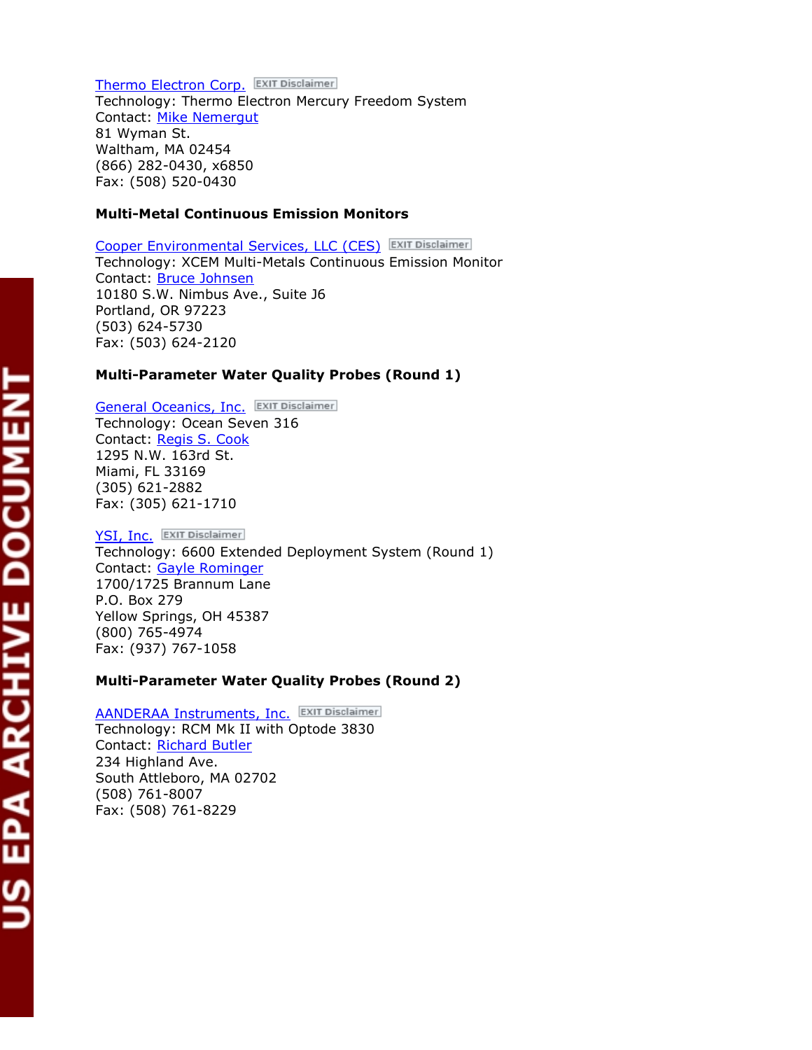Thermo Electron Corp. EXIT Disclaimer
Technology: Thermo Electron Mercury Freedom System
Contact: Mike Nemergut
81 Wyman St.
Waltham, MA 02454
(866) 282-0430, x6850
Fax: (508) 520-0430

**Multi-Metal Continuous Emission Monitors**

Cooper Environmental Services, LLC (CES) EXIT Disclaimer
Technology: XCEM Multi-Metals Continuous Emission Monitor
Contact: Bruce Johnsen
10180 S.W. Nimbus Ave., Suite J6
Portland, OR 97223
(503) 624-5730
Fax: (503) 624-2120

**Multi-Parameter Water Quality Probes (Round 1)**

General Oceanics, Inc. EXIT Disclaimer
Technology: Ocean Seven 316
Contact: Regis S. Cook
1295 N.W. 163rd St.
Miami, FL 33169
(305) 621-2882
Fax: (305) 621-1710

YSI, Inc. EXIT Disclaimer
Technology: 6600 Extended Deployment System (Round 1)
Contact: Gayle Rominger
1700/1725 Brannum Lane
P.O. Box 279
Yellow Springs, OH 45387
(800) 765-4974
Fax: (937) 767-1058

**Multi-Parameter Water Quality Probes (Round 2)**

AANDERAA Instruments, Inc. EXIT Disclaimer
Technology: RCM Mk II with Optode 3830
Contact: Richard Butler
234 Highland Ave.
South Attleboro, MA 02702
(508) 761-8007
Fax: (508) 761-8229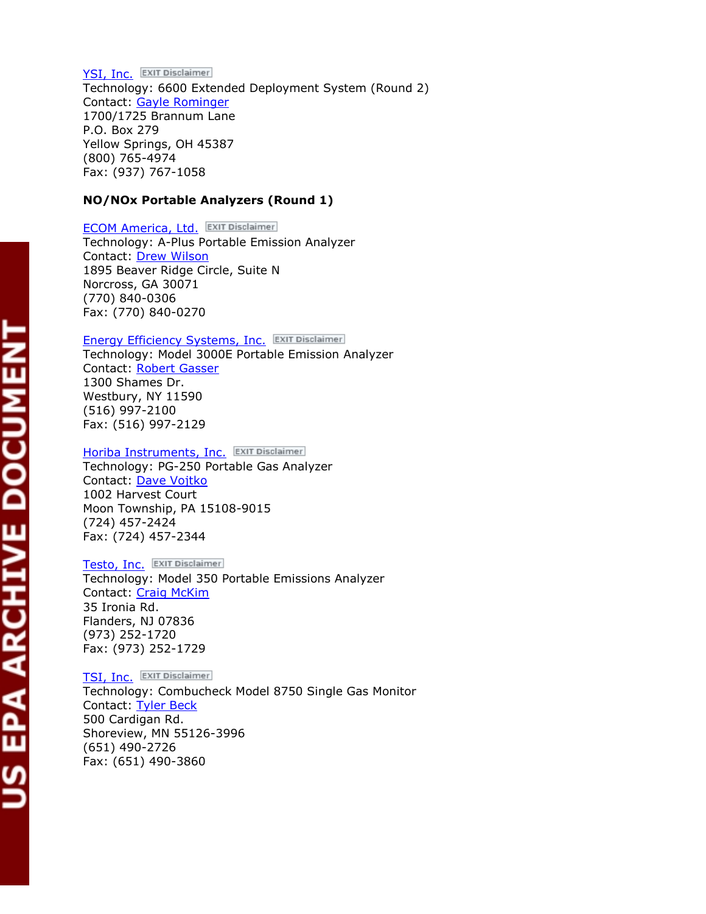YSI, Inc. EXIT Disclaimer
Technology: 6600 Extended Deployment System (Round 2)
Contact: Gayle Rominger
1700/1725 Brannum Lane
P.O. Box 279
Yellow Springs, OH 45387
(800) 765-4974
Fax: (937) 767-1058

**NO/NOx Portable Analyzers (Round 1)**

ECOM America, Ltd. EXIT Disclaimer
Technology: A-Plus Portable Emission Analyzer
Contact: Drew Wilson
1895 Beaver Ridge Circle, Suite N
Norcross, GA 30071
(770) 840-0306
Fax: (770) 840-0270

Energy Efficiency Systems, Inc. EXIT Disclaimer
Technology: Model 3000E Portable Emission Analyzer
Contact: Robert Gasser
1300 Shames Dr.
Westbury, NY 11590
(516) 997-2100
Fax: (516) 997-2129

Horiba Instruments, Inc. EXIT Disclaimer
Technology: PG-250 Portable Gas Analyzer
Contact: Dave Vojtko
1002 Harvest Court
Moon Township, PA 15108-9015
(724) 457-2424
Fax: (724) 457-2344

Testo, Inc. EXIT Disclaimer
Technology: Model 350 Portable Emissions Analyzer
Contact: Craig McKim
35 Ironia Rd.
Flanders, NJ 07836
(973) 252-1720
Fax: (973) 252-1729

TSI, Inc. EXIT Disclaimer
Technology: Combucheck Model 8750 Single Gas Monitor
Contact: Tyler Beck
500 Cardigan Rd.
Shoreview, MN 55126-3996
(651) 490-2726
Fax: (651) 490-3860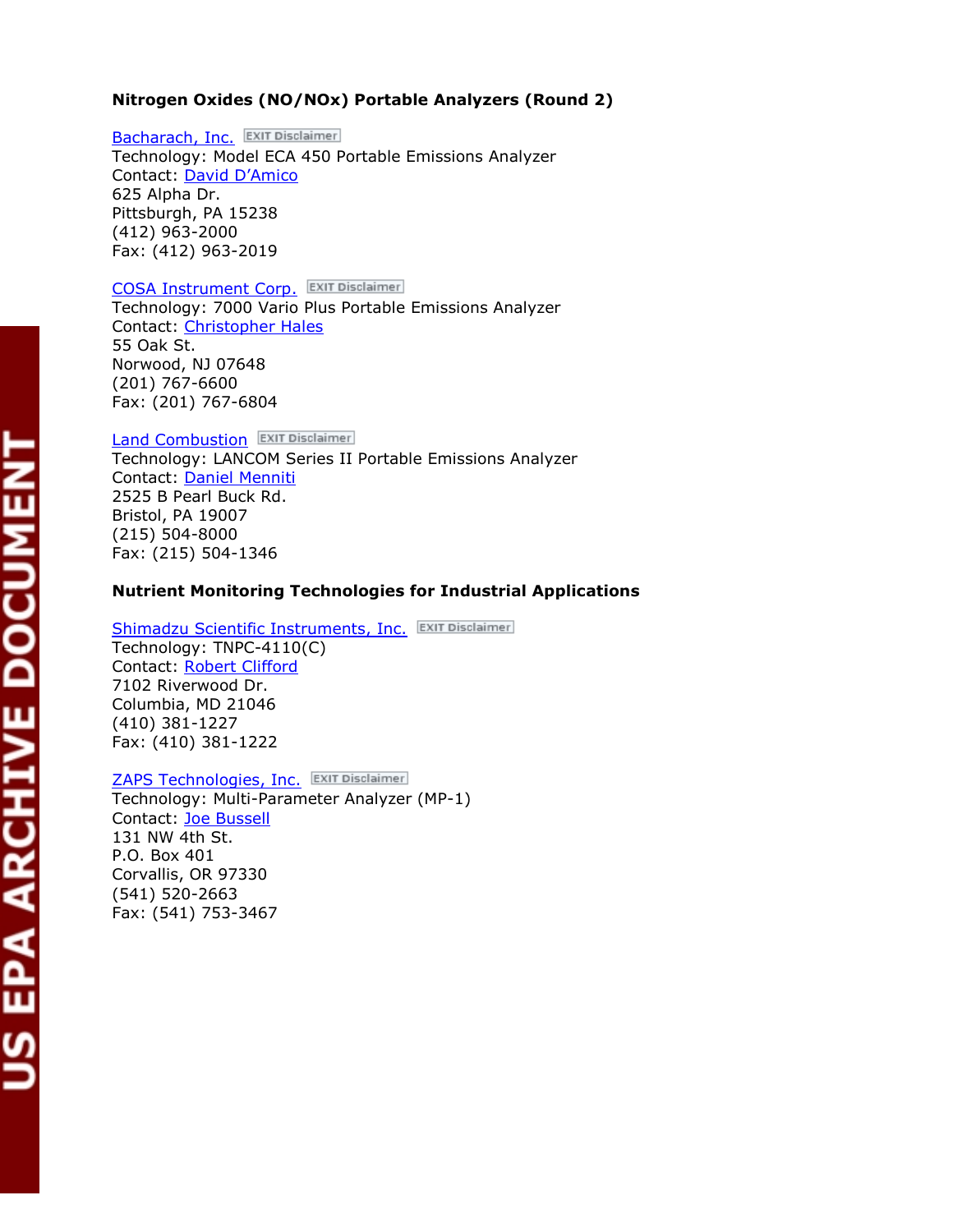### Nitrogen Oxides (NO/NOx) Portable Analyzers (Round 2)

Bacharach, Inc. EXIT Disclaimer
Technology: Model ECA 450 Portable Emissions Analyzer
Contact: David D'Amico
625 Alpha Dr.
Pittsburgh, PA 15238
(412) 963-2000
Fax: (412) 963-2019

COSA Instrument Corp. EXIT Disclaimer
Technology: 7000 Vario Plus Portable Emissions Analyzer
Contact: Christopher Hales
55 Oak St.
Norwood, NJ 07648
(201) 767-6600
Fax: (201) 767-6804

Land Combustion EXIT Disclaimer
Technology: LANCOM Series II Portable Emissions Analyzer
Contact: Daniel Menniti
2525 B Pearl Buck Rd.
Bristol, PA 19007
(215) 504-8000
Fax: (215) 504-1346

### Nutrient Monitoring Technologies for Industrial Applications

Shimadzu Scientific Instruments, Inc. EXIT Disclaimer
Technology: TNPC-4110(C)
Contact: Robert Clifford
7102 Riverwood Dr.
Columbia, MD 21046
(410) 381-1227
Fax: (410) 381-1222

ZAPS Technologies, Inc. EXIT Disclaimer
Technology: Multi-Parameter Analyzer (MP-1)
Contact: Joe Bussell
131 NW 4th St.
P.O. Box 401
Corvallis, OR 97330
(541) 520-2663
Fax: (541) 753-3467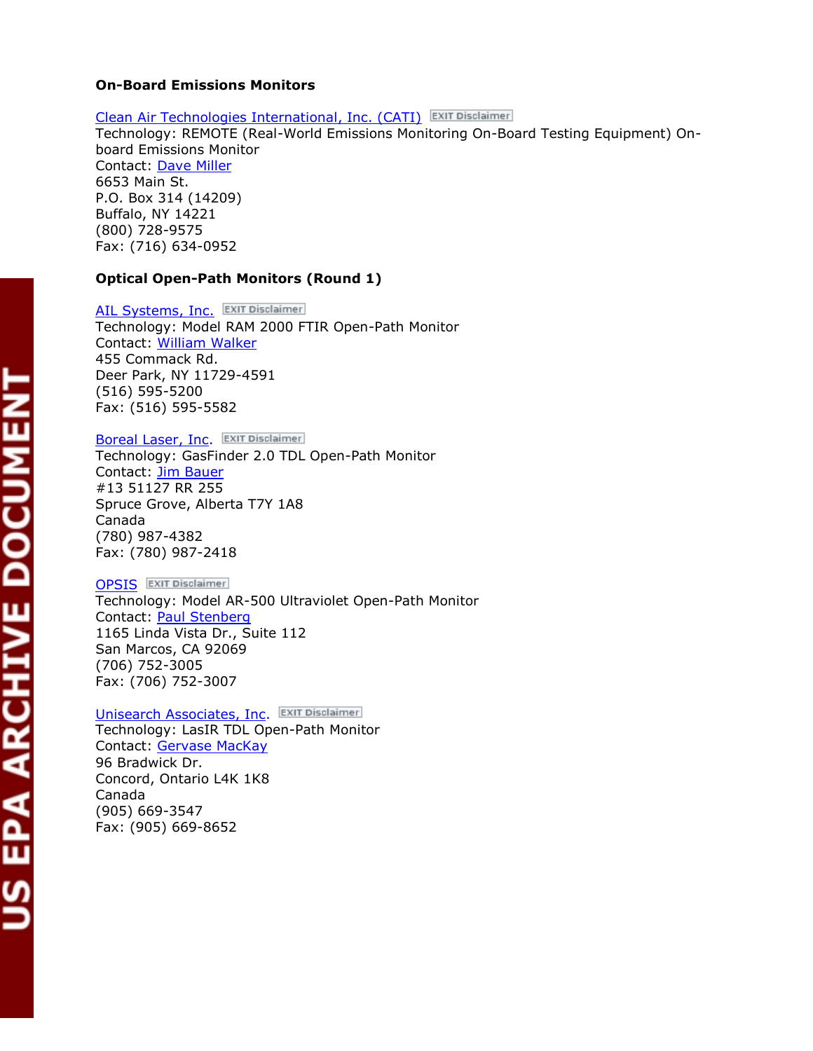**On-Board Emissions Monitors**

Clean Air Technologies International, Inc. (CATI) EXIT Disclaimer
Technology: REMOTE (Real-World Emissions Monitoring On-Board Testing Equipment) On-board Emissions Monitor
Contact: Dave Miller
6653 Main St.
P.O. Box 314 (14209)
Buffalo, NY 14221
(800) 728-9575
Fax: (716) 634-0952

**Optical Open-Path Monitors (Round 1)**

AIL Systems, Inc. EXIT Disclaimer
Technology: Model RAM 2000 FTIR Open-Path Monitor
Contact: William Walker
455 Commack Rd.
Deer Park, NY 11729-4591
(516) 595-5200
Fax: (516) 595-5582

Boreal Laser, Inc. EXIT Disclaimer
Technology: GasFinder 2.0 TDL Open-Path Monitor
Contact: Jim Bauer
#13 51127 RR 255
Spruce Grove, Alberta T7Y 1A8
Canada
(780) 987-4382
Fax: (780) 987-2418

OPSIS EXIT Disclaimer
Technology: Model AR-500 Ultraviolet Open-Path Monitor
Contact: Paul Stenberg
1165 Linda Vista Dr., Suite 112
San Marcos, CA 92069
(706) 752-3005
Fax: (706) 752-3007

Unisearch Associates, Inc. EXIT Disclaimer
Technology: LasIR TDL Open-Path Monitor
Contact: Gervase MacKay
96 Bradwick Dr.
Concord, Ontario L4K 1K8
Canada
(905) 669-3547
Fax: (905) 669-8652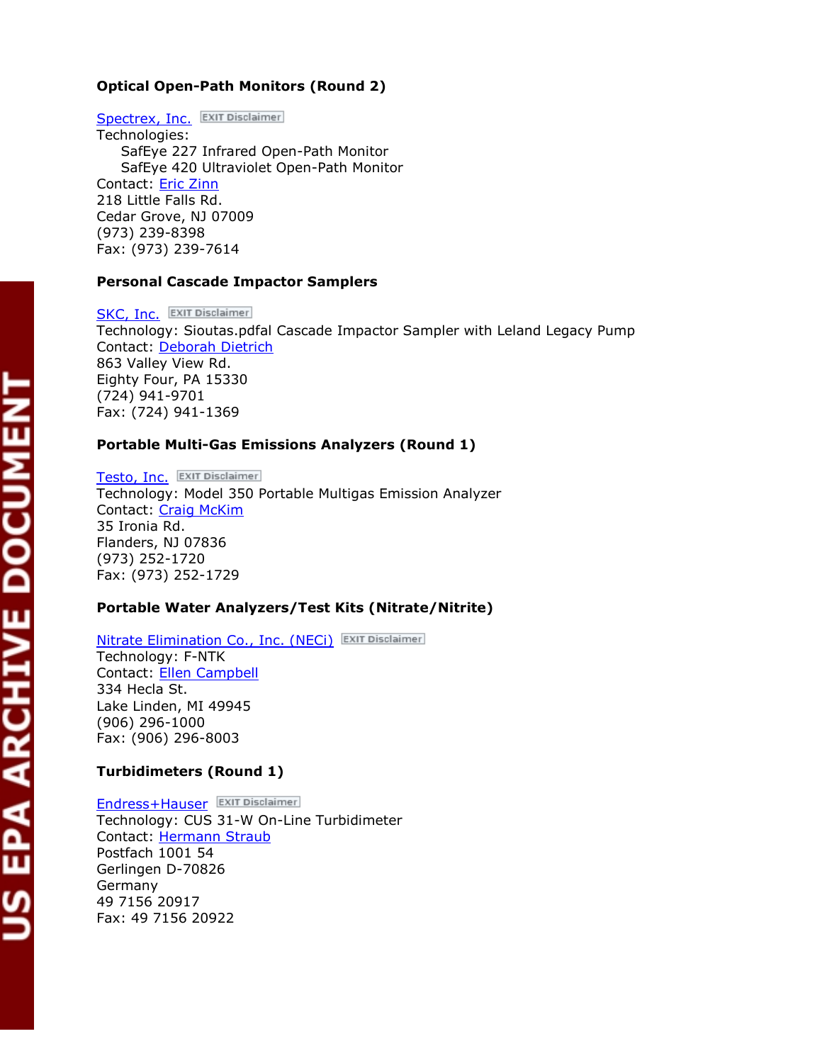### Optical Open-Path Monitors (Round 2)

[Spectrex, Inc.](#) EXIT Disclaimer
Technologies:
SafEye 227 Infrared Open-Path Monitor
SafEye 420 Ultraviolet Open-Path Monitor
Contact: [Eric Zinn](#)
218 Little Falls Rd.
Cedar Grove, NJ 07009
(973) 239-8398
Fax: (973) 239-7614

### Personal Cascade Impactor Samplers

[SKC, Inc.](#) EXIT Disclaimer
Technology: Sioutas.pdfal Cascade Impactor Sampler with Leland Legacy Pump
Contact: [Deborah Dietrich](#)
863 Valley View Rd.
Eighty Four, PA 15330
(724) 941-9701
Fax: (724) 941-1369

### Portable Multi-Gas Emissions Analyzers (Round 1)

[Testo, Inc.](#) EXIT Disclaimer
Technology: Model 350 Portable Multigas Emission Analyzer
Contact: [Craig McKim](#)
35 Ironia Rd.
Flanders, NJ 07836
(973) 252-1720
Fax: (973) 252-1729

### Portable Water Analyzers/Test Kits (Nitrate/Nitrite)

[Nitrate Elimination Co., Inc. (NECi)](#) EXIT Disclaimer
Technology: F-NTK
Contact: [Ellen Campbell](#)
334 Hecla St.
Lake Linden, MI 49945
(906) 296-1000
Fax: (906) 296-8003

### Turbidimeters (Round 1)

[Endress+Hauser](#) EXIT Disclaimer
Technology: CUS 31-W On-Line Turbidimeter
Contact: [Hermann Straub](#)
Postfach 1001 54
Gerlingen D-70826
Germany
49 7156 20917
Fax: 49 7156 20922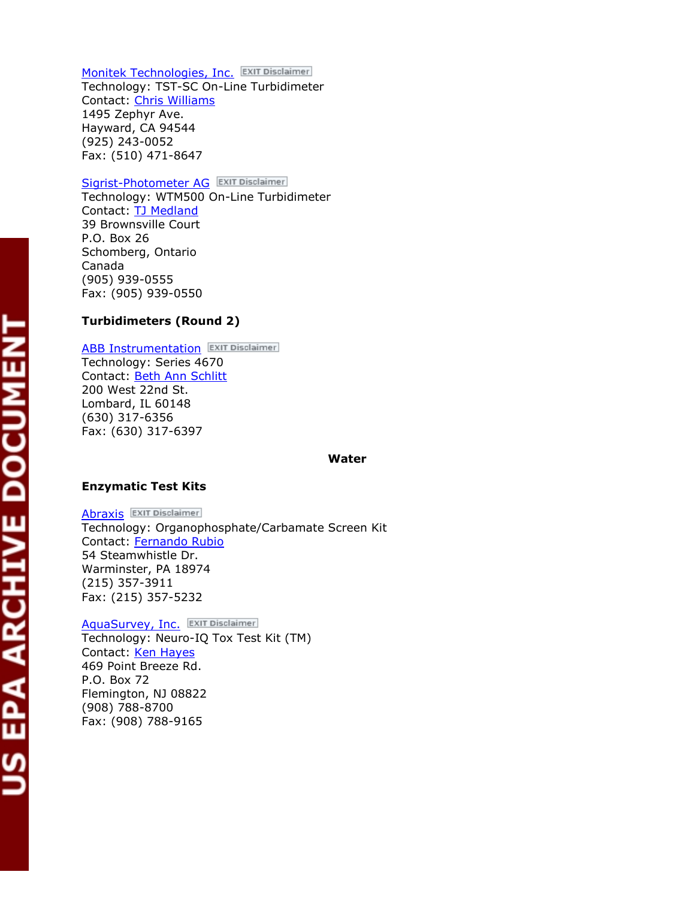Monitek Technologies, Inc. EXIT Disclaimer
Technology: TST-SC On-Line Turbidimeter
Contact: Chris Williams
1495 Zephyr Ave.
Hayward, CA 94544
(925) 243-0052
Fax: (510) 471-8647

Sigrist-Photometer AG EXIT Disclaimer
Technology: WTM500 On-Line Turbidimeter
Contact: TJ Medland
39 Brownsville Court
P.O. Box 26
Schomberg, Ontario
Canada
(905) 939-0555
Fax: (905) 939-0550

**Turbidimeters (Round 2)**

ABB Instrumentation EXIT Disclaimer
Technology: Series 4670
Contact: Beth Ann Schlitt
200 West 22nd St.
Lombard, IL 60148
(630) 317-6356
Fax: (630) 317-6397

**Water**

**Enzymatic Test Kits**

Abraxis EXIT Disclaimer
Technology: Organophosphate/Carbamate Screen Kit
Contact: Fernando Rubio
54 Steamwhistle Dr.
Warminster, PA 18974
(215) 357-3911
Fax: (215) 357-5232

AquaSurvey, Inc. EXIT Disclaimer
Technology: Neuro-IQ Tox Test Kit (TM)
Contact: Ken Hayes
469 Point Breeze Rd.
P.O. Box 72
Flemington, NJ 08822
(908) 788-8700
Fax: (908) 788-9165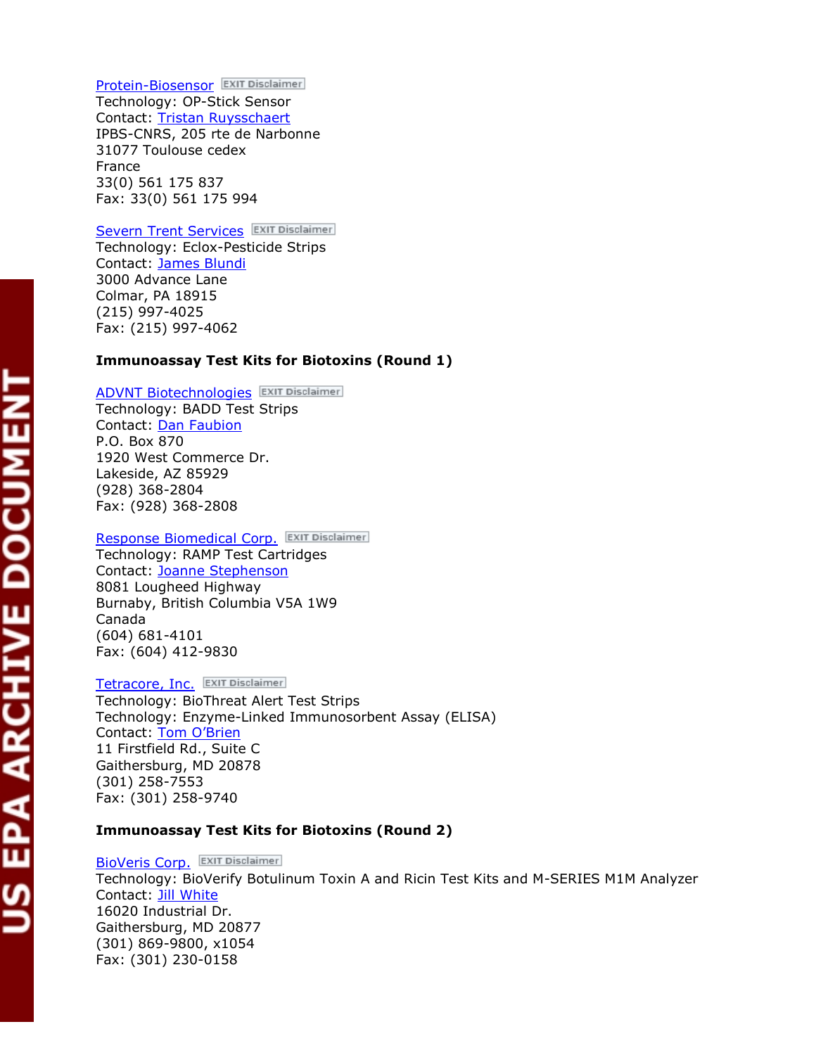Protein-Biosensor EXIT Disclaimer
Technology: OP-Stick Sensor
Contact: Tristan Ruysschaert
IPBS-CNRS, 205 rte de Narbonne
31077 Toulouse cedex
France
33(0) 561 175 837
Fax: 33(0) 561 175 994

Severn Trent Services EXIT Disclaimer
Technology: Eclox-Pesticide Strips
Contact: James Blundi
3000 Advance Lane
Colmar, PA 18915
(215) 997-4025
Fax: (215) 997-4062

**Immunoassay Test Kits for Biotoxins (Round 1)**

ADVNT Biotechnologies EXIT Disclaimer
Technology: BADD Test Strips
Contact: Dan Faubion
P.O. Box 870
1920 West Commerce Dr.
Lakeside, AZ 85929
(928) 368-2804
Fax: (928) 368-2808

Response Biomedical Corp. EXIT Disclaimer
Technology: RAMP Test Cartridges
Contact: Joanne Stephenson
8081 Lougheed Highway
Burnaby, British Columbia V5A 1W9
Canada
(604) 681-4101
Fax: (604) 412-9830

Tetracore, Inc. EXIT Disclaimer
Technology: BioThreat Alert Test Strips
Technology: Enzyme-Linked Immunosorbent Assay (ELISA)
Contact: Tom O'Brien
11 Firstfield Rd., Suite C
Gaithersburg, MD 20878
(301) 258-7553
Fax: (301) 258-9740

**Immunoassay Test Kits for Biotoxins (Round 2)**

BioVeris Corp. EXIT Disclaimer
Technology: BioVerify Botulinum Toxin A and Ricin Test Kits and M-SERIES M1M Analyzer
Contact: Jill White
16020 Industrial Dr.
Gaithersburg, MD 20877
(301) 869-9800, x1054
Fax: (301) 230-0158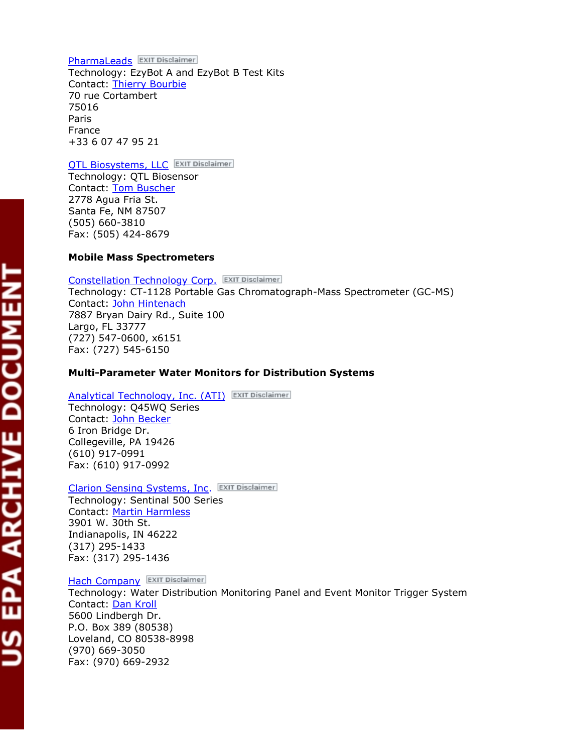[PharmaLeads](#) EXIT Disclaimer
Technology: EzyBot A and EzyBot B Test Kits
Contact: [Thierry Bourbie](#)
70 rue Cortambert
75016
Paris
France
+33 6 07 47 95 21

[QTL Biosystems, LLC](#) EXIT Disclaimer
Technology: QTL Biosensor
Contact: [Tom Buscher](#)
2778 Agua Fria St.
Santa Fe, NM 87507
(505) 660-3810
Fax: (505) 424-8679

**Mobile Mass Spectrometers**

[Constellation Technology Corp.](#) EXIT Disclaimer
Technology: CT-1128 Portable Gas Chromatograph-Mass Spectrometer (GC-MS)
Contact: [John Hintenach](#)
7887 Bryan Dairy Rd., Suite 100
Largo, FL 33777
(727) 547-0600, x6151
Fax: (727) 545-6150

**Multi-Parameter Water Monitors for Distribution Systems**

[Analytical Technology, Inc. (ATI)](#) EXIT Disclaimer
Technology: Q45WQ Series
Contact: [John Becker](#)
6 Iron Bridge Dr.
Collegeville, PA 19426
(610) 917-0991
Fax: (610) 917-0992

[Clarion Sensing Systems, Inc](#). EXIT Disclaimer
Technology: Sentinal 500 Series
Contact: [Martin Harmless](#)
3901 W. 30th St.
Indianapolis, IN 46222
(317) 295-1433
Fax: (317) 295-1436

[Hach Company](#) EXIT Disclaimer
Technology: Water Distribution Monitoring Panel and Event Monitor Trigger System
Contact: [Dan Kroll](#)
5600 Lindbergh Dr.
P.O. Box 389 (80538)
Loveland, CO 80538-8998
(970) 669-3050
Fax: (970) 669-2932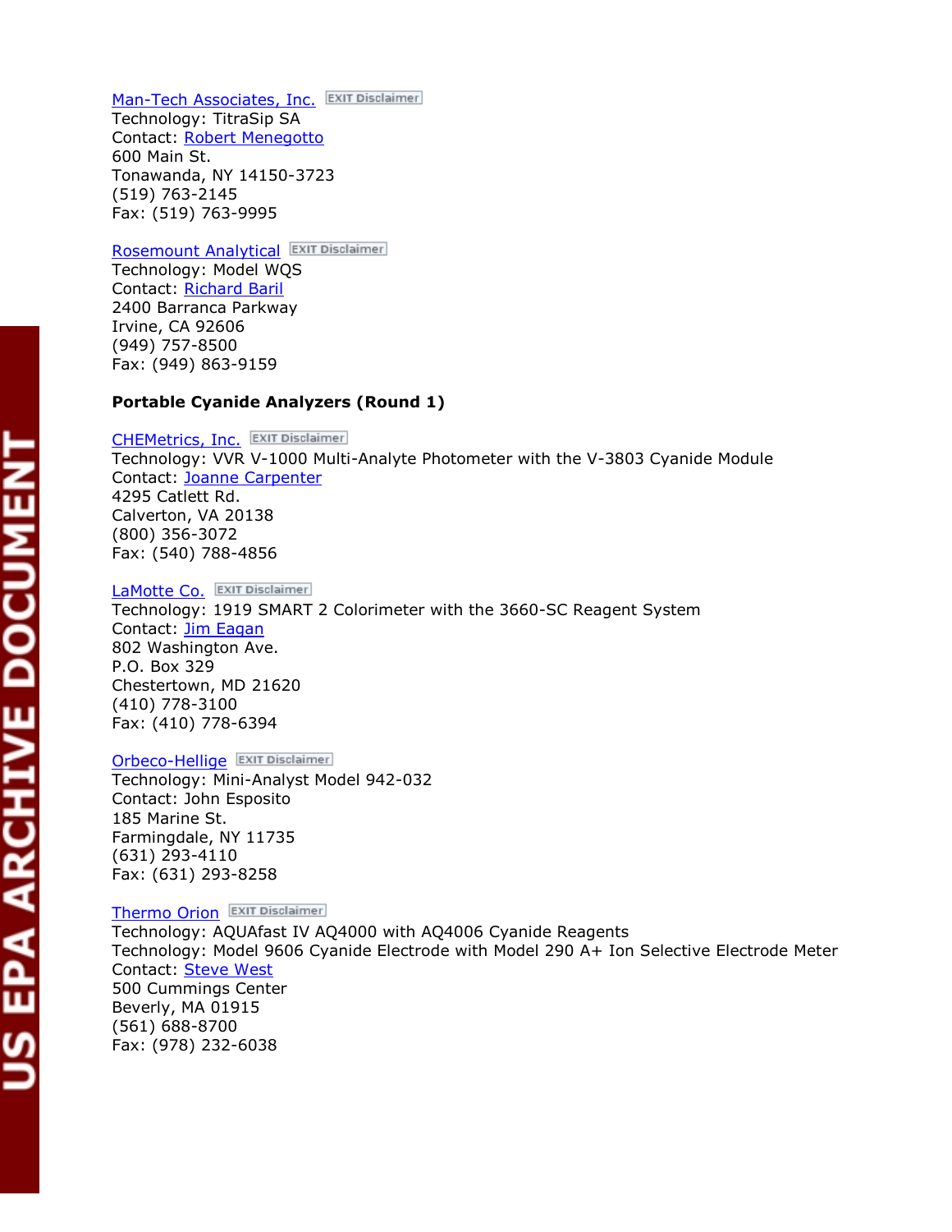Man-Tech Associates, Inc. EXIT Disclaimer
Technology: TitraSip SA
Contact: Robert Menegotto
600 Main St.
Tonawanda, NY 14150-3723
(519) 763-2145
Fax: (519) 763-9995

Rosemount Analytical EXIT Disclaimer
Technology: Model WQS
Contact: Richard Baril
2400 Barranca Parkway
Irvine, CA 92606
(949) 757-8500
Fax: (949) 863-9159

**Portable Cyanide Analyzers (Round 1)**

CHEMetrics, Inc. EXIT Disclaimer
Technology: VVR V-1000 Multi-Analyte Photometer with the V-3803 Cyanide Module
Contact: Joanne Carpenter
4295 Catlett Rd.
Calverton, VA 20138
(800) 356-3072
Fax: (540) 788-4856

LaMotte Co. EXIT Disclaimer
Technology: 1919 SMART 2 Colorimeter with the 3660-SC Reagent System
Contact: Jim Eagan
802 Washington Ave.
P.O. Box 329
Chestertown, MD 21620
(410) 778-3100
Fax: (410) 778-6394

Orbeco-Hellige EXIT Disclaimer
Technology: Mini-Analyst Model 942-032
Contact: John Esposito
185 Marine St.
Farmingdale, NY 11735
(631) 293-4110
Fax: (631) 293-8258

Thermo Orion EXIT Disclaimer
Technology: AQUAfast IV AQ4000 with AQ4006 Cyanide Reagents
Technology: Model 9606 Cyanide Electrode with Model 290 A+ Ion Selective Electrode Meter
Contact: Steve West
500 Cummings Center
Beverly, MA 01915
(561) 688-8700
Fax: (978) 232-6038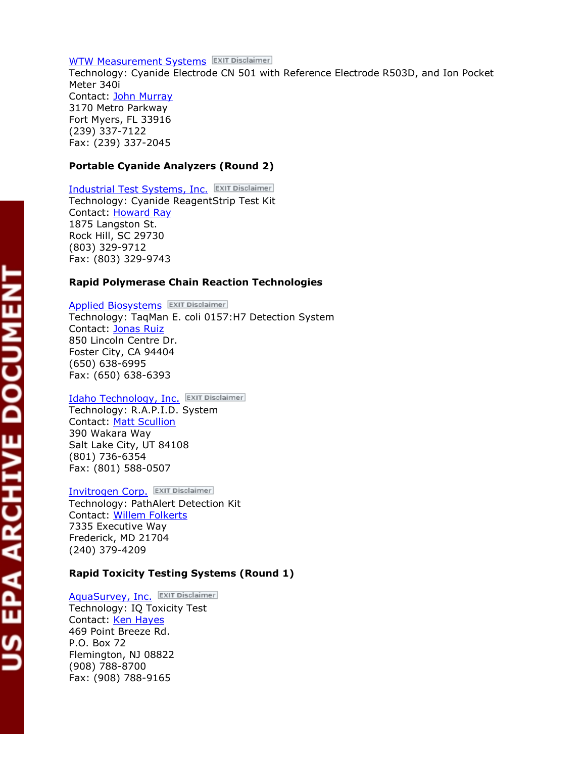[WTW Measurement Systems](#) EXIT Disclaimer
Technology: Cyanide Electrode CN 501 with Reference Electrode R503D, and Ion Pocket Meter 340i
Contact: [John Murray](#)
3170 Metro Parkway
Fort Myers, FL 33916
(239) 337-7122
Fax: (239) 337-2045

**Portable Cyanide Analyzers (Round 2)**

[Industrial Test Systems, Inc.](#) EXIT Disclaimer
Technology: Cyanide ReagentStrip Test Kit
Contact: [Howard Ray](#)
1875 Langston St.
Rock Hill, SC 29730
(803) 329-9712
Fax: (803) 329-9743

**Rapid Polymerase Chain Reaction Technologies**

[Applied Biosystems](#) EXIT Disclaimer
Technology: TaqMan E. coli 0157:H7 Detection System
Contact: [Jonas Ruiz](#)
850 Lincoln Centre Dr.
Foster City, CA 94404
(650) 638-6995
Fax: (650) 638-6393

[Idaho Technology, Inc.](#) EXIT Disclaimer
Technology: R.A.P.I.D. System
Contact: [Matt Scullion](#)
390 Wakara Way
Salt Lake City, UT 84108
(801) 736-6354
Fax: (801) 588-0507

[Invitrogen Corp.](#) EXIT Disclaimer
Technology: PathAlert Detection Kit
Contact: [Willem Folkerts](#)
7335 Executive Way
Frederick, MD 21704
(240) 379-4209

**Rapid Toxicity Testing Systems (Round 1)**

[AquaSurvey, Inc.](#) EXIT Disclaimer
Technology: IQ Toxicity Test
Contact: [Ken Hayes](#)
469 Point Breeze Rd.
P.O. Box 72
Flemington, NJ 08822
(908) 788-8700
Fax: (908) 788-9165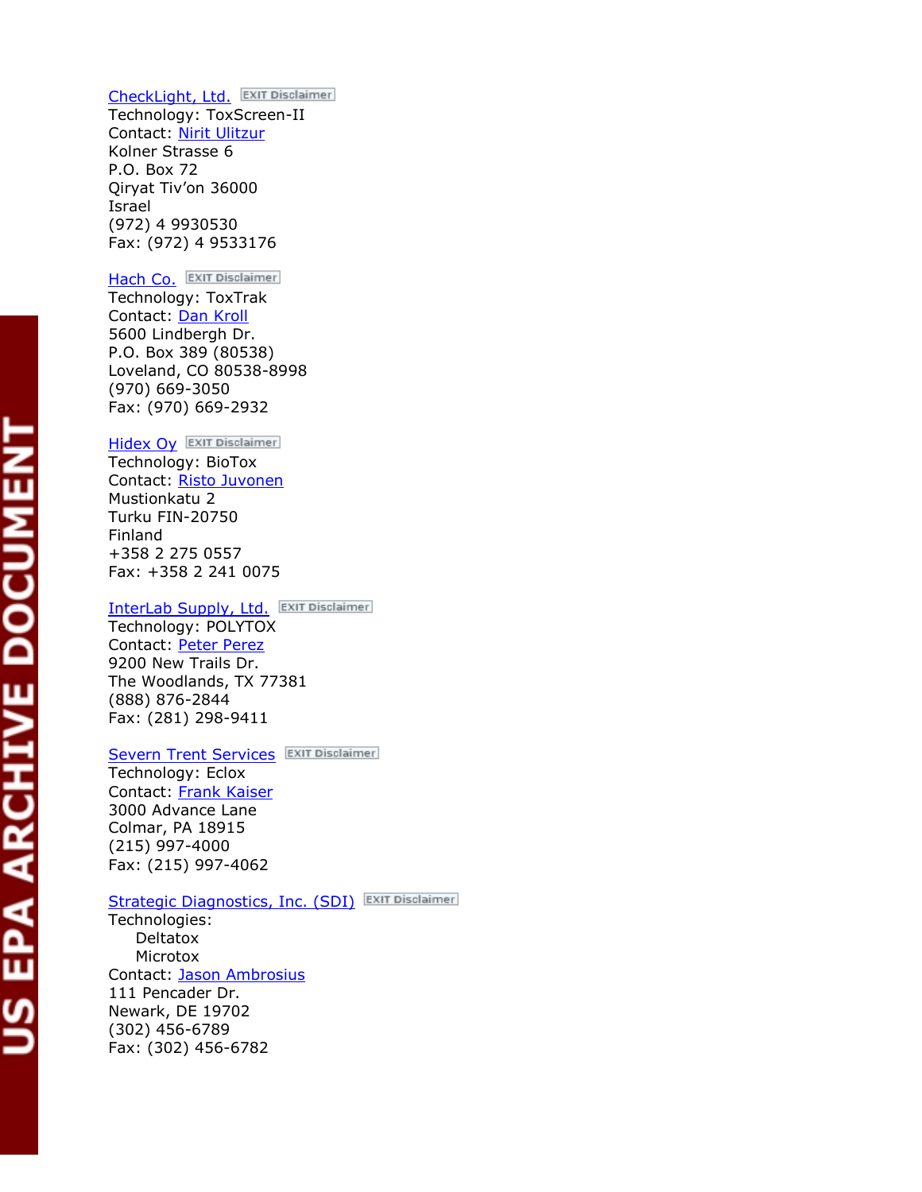CheckLight, Ltd. EXIT Disclaimer
Technology: ToxScreen-II
Contact: Nirit Ulitzur
Kolner Strasse 6
P.O. Box 72
Qiryat Tiv'on 36000
Israel
(972) 4 9930530
Fax: (972) 4 9533176

Hach Co. EXIT Disclaimer
Technology: ToxTrak
Contact: Dan Kroll
5600 Lindbergh Dr.
P.O. Box 389 (80538)
Loveland, CO 80538-8998
(970) 669-3050
Fax: (970) 669-2932

Hidex Oy EXIT Disclaimer
Technology: BioTox
Contact: Risto Juvonen
Mustionkatu 2
Turku FIN-20750
Finland
+358 2 275 0557
Fax: +358 2 241 0075

InterLab Supply, Ltd. EXIT Disclaimer
Technology: POLYTOX
Contact: Peter Perez
9200 New Trails Dr.
The Woodlands, TX 77381
(888) 876-2844
Fax: (281) 298-9411

Severn Trent Services EXIT Disclaimer
Technology: Eclox
Contact: Frank Kaiser
3000 Advance Lane
Colmar, PA 18915
(215) 997-4000
Fax: (215) 997-4062

Strategic Diagnostics, Inc. (SDI) EXIT Disclaimer
Technologies:
- Deltatox
- Microtox

Contact: Jason Ambrosius
111 Pencader Dr.
Newark, DE 19702
(302) 456-6789
Fax: (302) 456-6782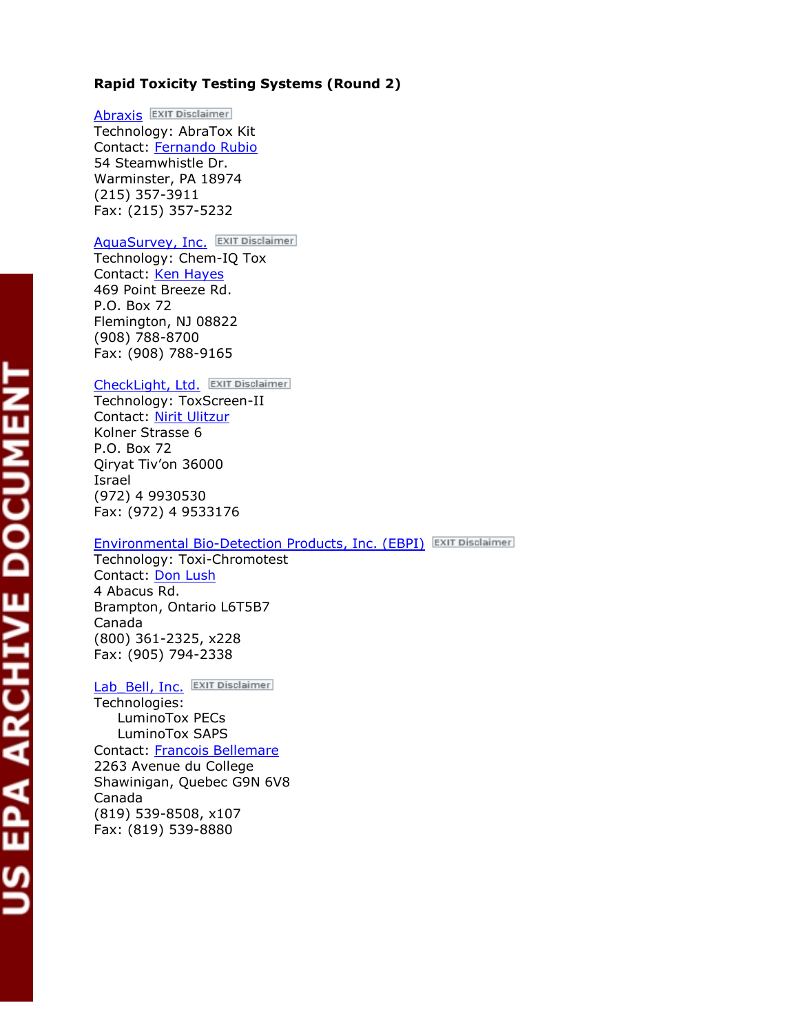**Rapid Toxicity Testing Systems (Round 2)**

Abraxis EXIT Disclaimer
Technology: AbraTox Kit
Contact: Fernando Rubio
54 Steamwhistle Dr.
Warminster, PA 18974
(215) 357-3911
Fax: (215) 357-5232

AquaSurvey, Inc. EXIT Disclaimer
Technology: Chem-IQ Tox
Contact: Ken Hayes
469 Point Breeze Rd.
P.O. Box 72
Flemington, NJ 08822
(908) 788-8700
Fax: (908) 788-9165

CheckLight, Ltd. EXIT Disclaimer
Technology: ToxScreen-II
Contact: Nirit Ulitzur
Kolner Strasse 6
P.O. Box 72
Qiryat Tiv'on 36000
Israel
(972) 4 9930530
Fax: (972) 4 9533176

Environmental Bio-Detection Products, Inc. (EBPI) EXIT Disclaimer
Technology: Toxi-Chromotest
Contact: Don Lush
4 Abacus Rd.
Brampton, Ontario L6T5B7
Canada
(800) 361-2325, x228
Fax: (905) 794-2338

Lab_Bell, Inc. EXIT Disclaimer
Technologies:
- LuminoTox PECs
- LuminoTox SAPS

Contact: Francois Bellemare
2263 Avenue du College
Shawinigan, Quebec G9N 6V8
Canada
(819) 539-8508, x107
Fax: (819) 539-8880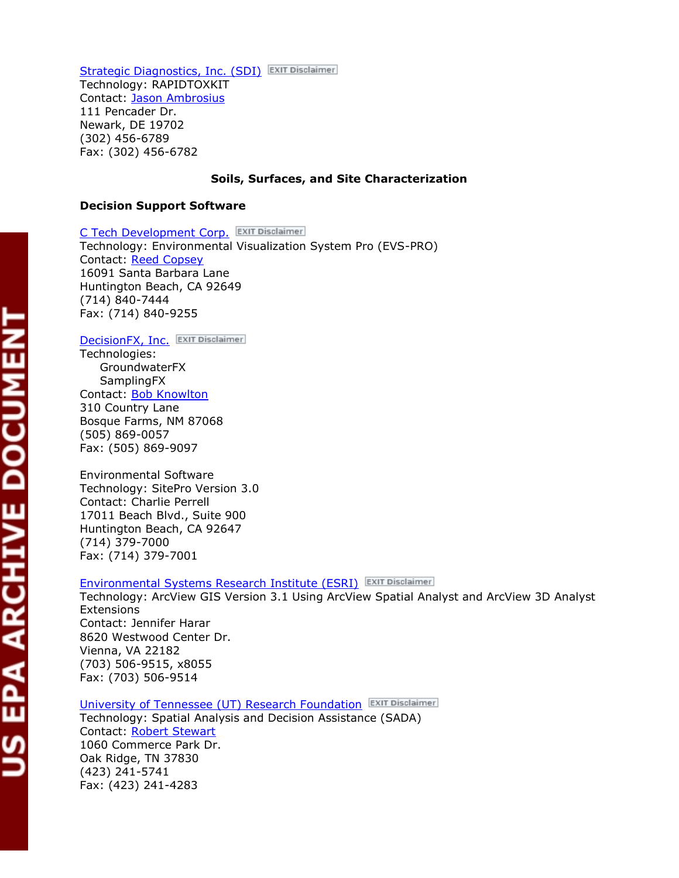Strategic Diagnostics, Inc. (SDI) EXIT Disclaimer
Technology: RAPIDTOXKIT
Contact: Jason Ambrosius
111 Pencader Dr.
Newark, DE 19702
(302) 456-6789
Fax: (302) 456-6782

## Soils, Surfaces, and Site Characterization

### Decision Support Software

C Tech Development Corp. EXIT Disclaimer
Technology: Environmental Visualization System Pro (EVS-PRO)
Contact: Reed Copsey
16091 Santa Barbara Lane
Huntington Beach, CA 92649
(714) 840-7444
Fax: (714) 840-9255

DecisionFX, Inc. EXIT Disclaimer
Technologies:
    GroundwaterFX
    SamplingFX
Contact: Bob Knowlton
310 Country Lane
Bosque Farms, NM 87068
(505) 869-0057
Fax: (505) 869-9097

Environmental Software
Technology: SitePro Version 3.0
Contact: Charlie Perrell
17011 Beach Blvd., Suite 900
Huntington Beach, CA 92647
(714) 379-7000
Fax: (714) 379-7001

Environmental Systems Research Institute (ESRI) EXIT Disclaimer
Technology: ArcView GIS Version 3.1 Using ArcView Spatial Analyst and ArcView 3D Analyst Extensions
Contact: Jennifer Harar
8620 Westwood Center Dr.
Vienna, VA 22182
(703) 506-9515, x8055
Fax: (703) 506-9514

University of Tennessee (UT) Research Foundation EXIT Disclaimer
Technology: Spatial Analysis and Decision Assistance (SADA)
Contact: Robert Stewart
1060 Commerce Park Dr.
Oak Ridge, TN 37830
(423) 241-5741
Fax: (423) 241-4283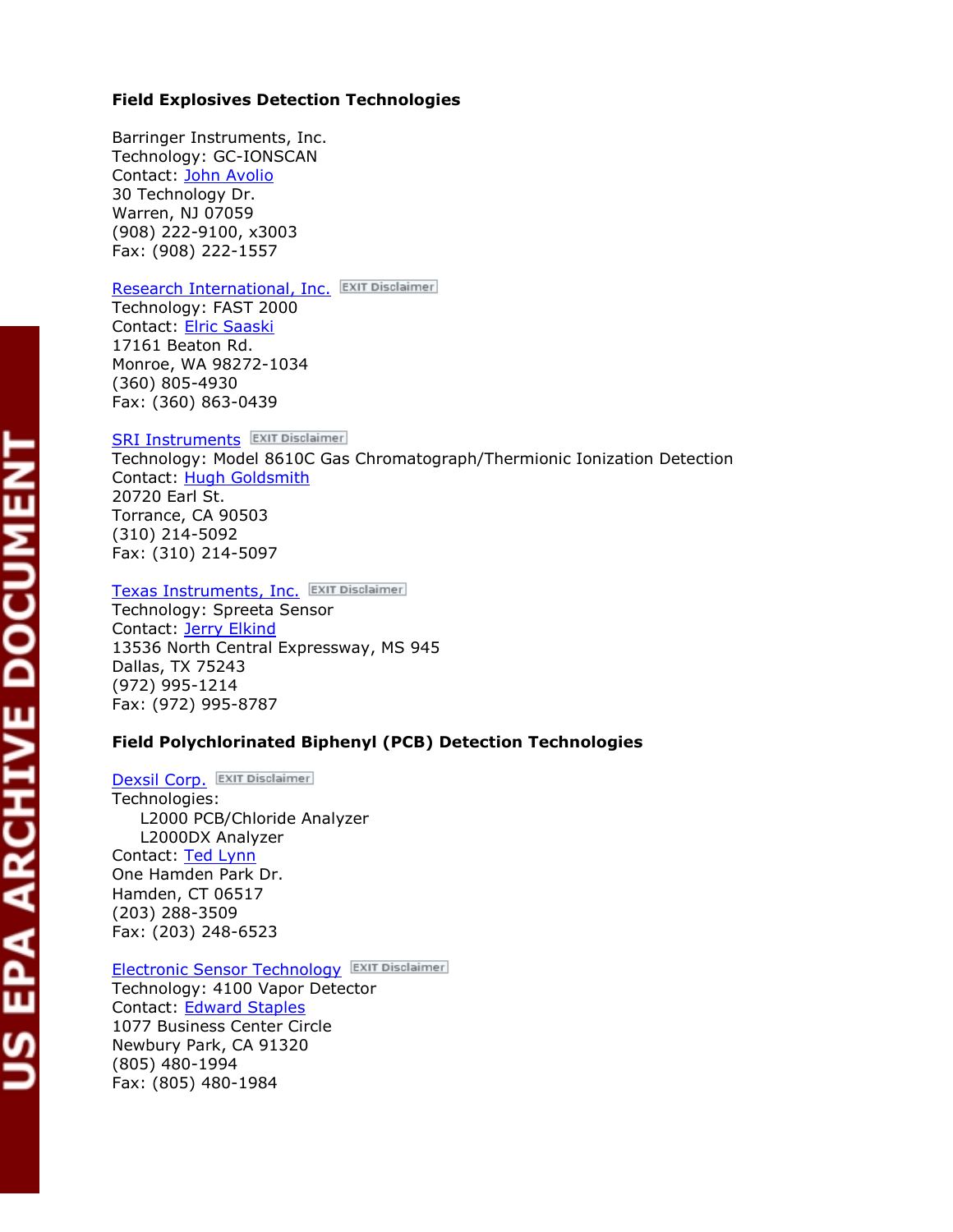**Field Explosives Detection Technologies**

Barringer Instruments, Inc.
Technology: GC-IONSCAN
Contact: John Avolio
30 Technology Dr.
Warren, NJ 07059
(908) 222-9100, x3003
Fax: (908) 222-1557

Research International, Inc. EXIT Disclaimer
Technology: FAST 2000
Contact: Elric Saaski
17161 Beaton Rd.
Monroe, WA 98272-1034
(360) 805-4930
Fax: (360) 863-0439

SRI Instruments EXIT Disclaimer
Technology: Model 8610C Gas Chromatograph/Thermionic Ionization Detection
Contact: Hugh Goldsmith
20720 Earl St.
Torrance, CA 90503
(310) 214-5092
Fax: (310) 214-5097

Texas Instruments, Inc. EXIT Disclaimer
Technology: Spreeta Sensor
Contact: Jerry Elkind
13536 North Central Expressway, MS 945
Dallas, TX 75243
(972) 995-1214
Fax: (972) 995-8787

**Field Polychlorinated Biphenyl (PCB) Detection Technologies**

Dexsil Corp. EXIT Disclaimer
Technologies:
- L2000 PCB/Chloride Analyzer
- L2000DX Analyzer

Contact: Ted Lynn
One Hamden Park Dr.
Hamden, CT 06517
(203) 288-3509
Fax: (203) 248-6523

Electronic Sensor Technology EXIT Disclaimer
Technology: 4100 Vapor Detector
Contact: Edward Staples
1077 Business Center Circle
Newbury Park, CA 91320
(805) 480-1994
Fax: (805) 480-1984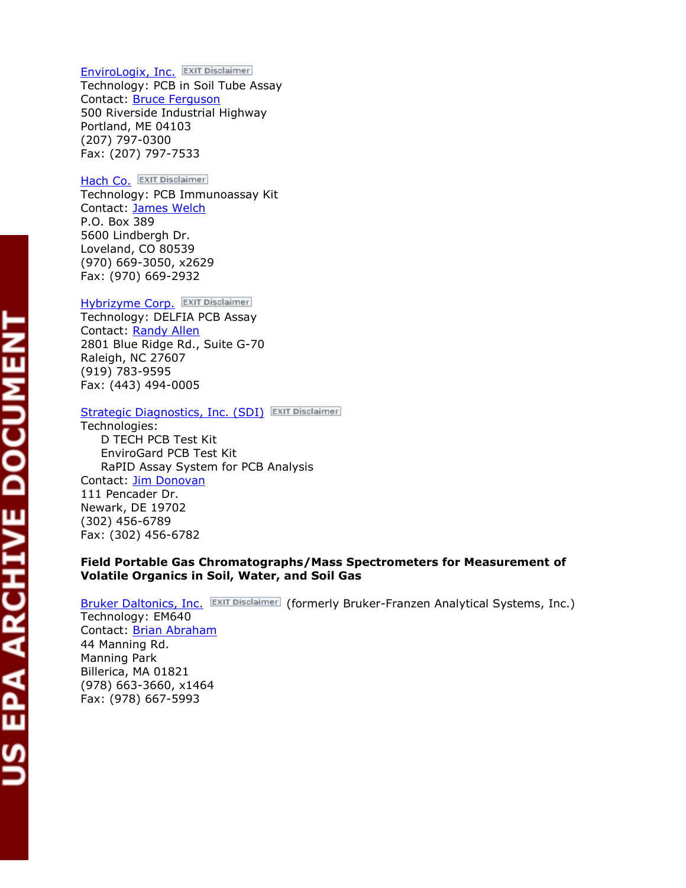EnviroLogix, Inc. EXIT Disclaimer
Technology: PCB in Soil Tube Assay
Contact: Bruce Ferguson
500 Riverside Industrial Highway
Portland, ME 04103
(207) 797-0300
Fax: (207) 797-7533

Hach Co. EXIT Disclaimer
Technology: PCB Immunoassay Kit
Contact: James Welch
P.O. Box 389
5600 Lindbergh Dr.
Loveland, CO 80539
(970) 669-3050, x2629
Fax: (970) 669-2932

Hybrizyme Corp. EXIT Disclaimer
Technology: DELFIA PCB Assay
Contact: Randy Allen
2801 Blue Ridge Rd., Suite G-70
Raleigh, NC 27607
(919) 783-9595
Fax: (443) 494-0005

Strategic Diagnostics, Inc. (SDI) EXIT Disclaimer
Technologies:
- D TECH PCB Test Kit
- EnviroGard PCB Test Kit
- RaPID Assay System for PCB Analysis

Contact: Jim Donovan
111 Pencader Dr.
Newark, DE 19702
(302) 456-6789
Fax: (302) 456-6782

**Field Portable Gas Chromatographs/Mass Spectrometers for Measurement of Volatile Organics in Soil, Water, and Soil Gas**

Bruker Daltonics, Inc. EXIT Disclaimer (formerly Bruker-Franzen Analytical Systems, Inc.)
Technology: EM640
Contact: Brian Abraham
44 Manning Rd.
Manning Park
Billerica, MA 01821
(978) 663-3660, x1464
Fax: (978) 667-5993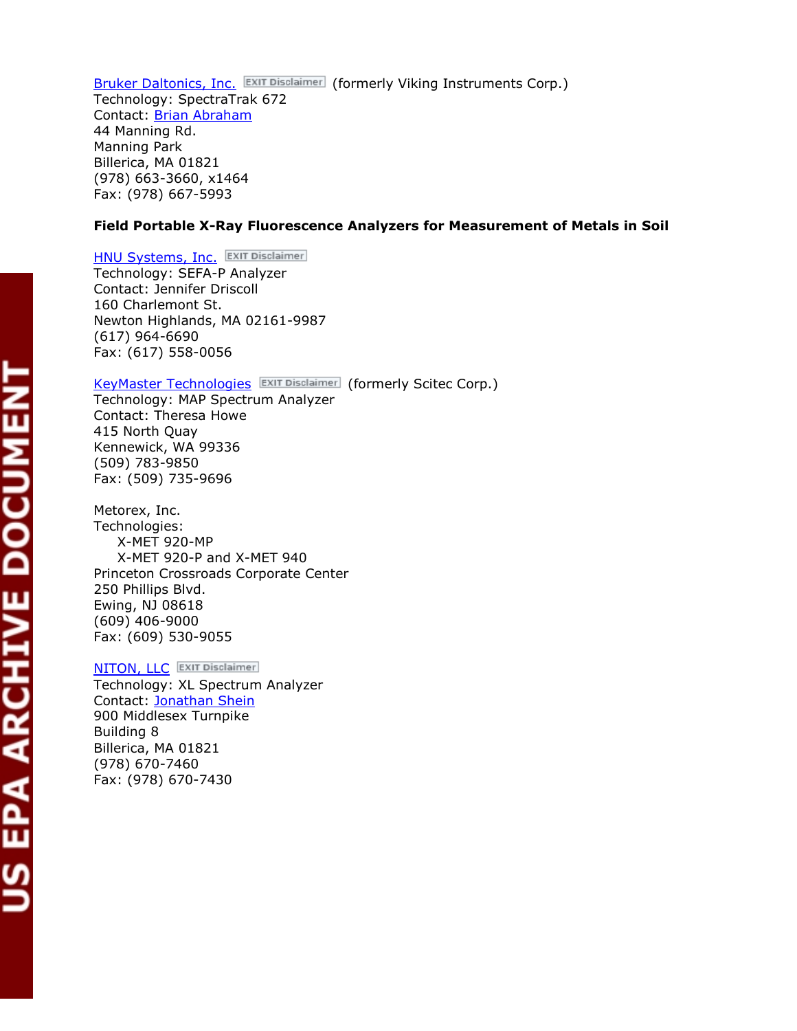Bruker Daltonics, Inc. EXIT Disclaimer (formerly Viking Instruments Corp.)
Technology: SpectraTrak 672
Contact: Brian Abraham
44 Manning Rd.
Manning Park
Billerica, MA 01821
(978) 663-3660, x1464
Fax: (978) 667-5993

**Field Portable X-Ray Fluorescence Analyzers for Measurement of Metals in Soil**

HNU Systems, Inc. EXIT Disclaimer
Technology: SEFA-P Analyzer
Contact: Jennifer Driscoll
160 Charlemont St.
Newton Highlands, MA 02161-9987
(617) 964-6690
Fax: (617) 558-0056

KeyMaster Technologies EXIT Disclaimer (formerly Scitec Corp.)
Technology: MAP Spectrum Analyzer
Contact: Theresa Howe
415 North Quay
Kennewick, WA 99336
(509) 783-9850
Fax: (509) 735-9696

Metorex, Inc.
Technologies:
- X-MET 920-MP
- X-MET 920-P and X-MET 940

Princeton Crossroads Corporate Center
250 Phillips Blvd.
Ewing, NJ 08618
(609) 406-9000
Fax: (609) 530-9055

NITON, LLC EXIT Disclaimer
Technology: XL Spectrum Analyzer
Contact: Jonathan Shein
900 Middlesex Turnpike
Building 8
Billerica, MA 01821
(978) 670-7460
Fax: (978) 670-7430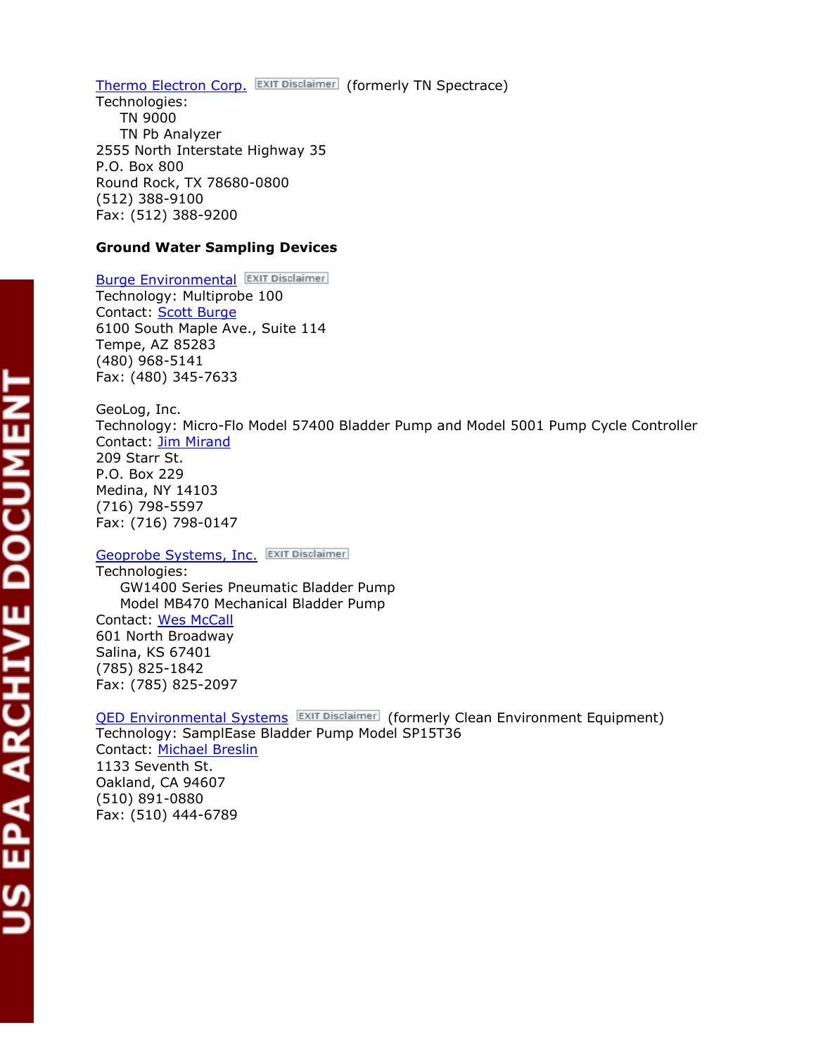Thermo Electron Corp. EXIT Disclaimer (formerly TN Spectrace)
Technologies:
  TN 9000
  TN Pb Analyzer
2555 North Interstate Highway 35
P.O. Box 800
Round Rock, TX 78680-0800
(512) 388-9100
Fax: (512) 388-9200

**Ground Water Sampling Devices**

Burge Environmental EXIT Disclaimer
Technology: Multiprobe 100
Contact: Scott Burge
6100 South Maple Ave., Suite 114
Tempe, AZ 85283
(480) 968-5141
Fax: (480) 345-7633

GeoLog, Inc.
Technology: Micro-Flo Model 57400 Bladder Pump and Model 5001 Pump Cycle Controller
Contact: Jim Mirand
209 Starr St.
P.O. Box 229
Medina, NY 14103
(716) 798-5597
Fax: (716) 798-0147

Geoprobe Systems, Inc. EXIT Disclaimer
Technologies:
  GW1400 Series Pneumatic Bladder Pump
  Model MB470 Mechanical Bladder Pump
Contact: Wes McCall
601 North Broadway
Salina, KS 67401
(785) 825-1842
Fax: (785) 825-2097

QED Environmental Systems EXIT Disclaimer (formerly Clean Environment Equipment)
Technology: SamplEase Bladder Pump Model SP15T36
Contact: Michael Breslin
1133 Seventh St.
Oakland, CA 94607
(510) 891-0880
Fax: (510) 444-6789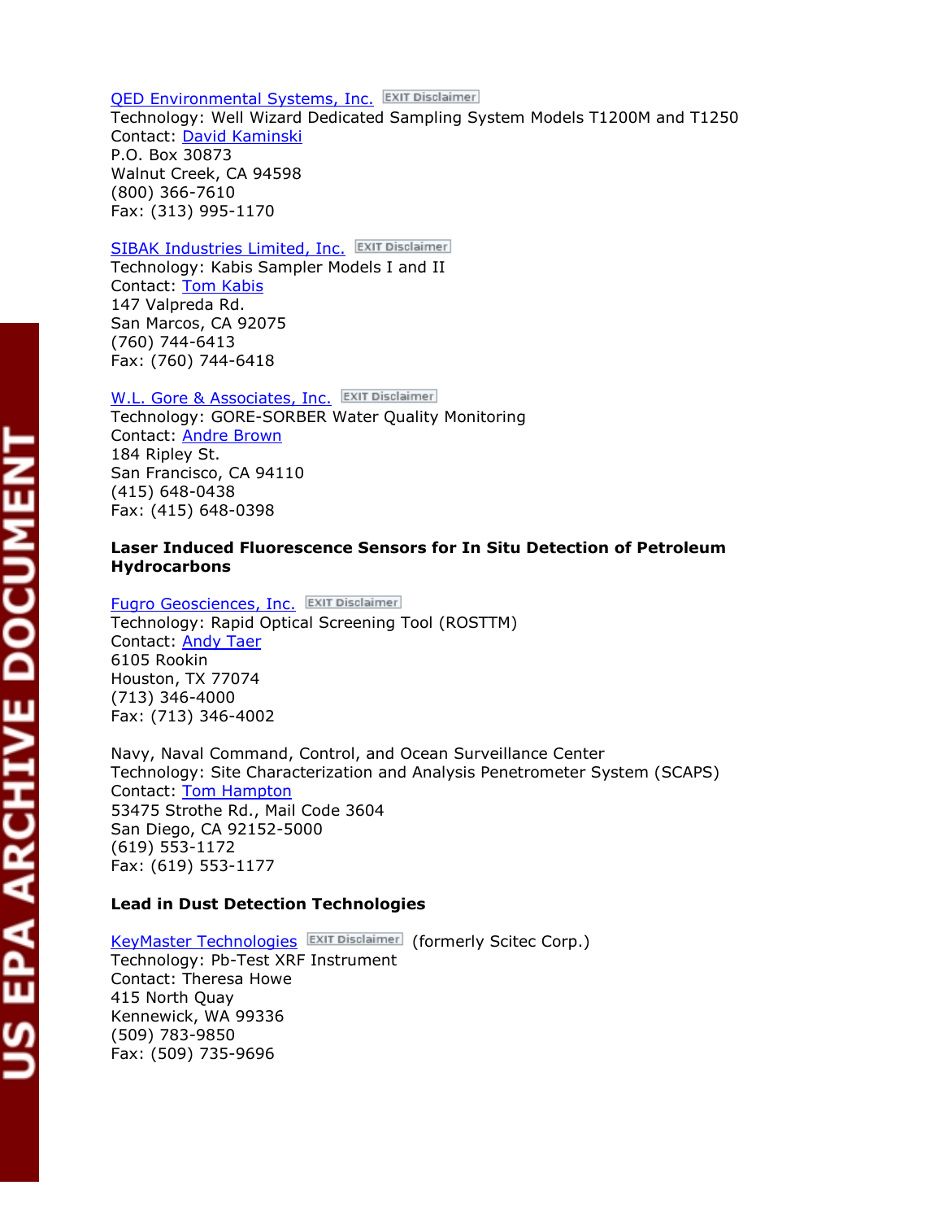QED Environmental Systems, Inc. EXIT Disclaimer
Technology: Well Wizard Dedicated Sampling System Models T1200M and T1250
Contact: David Kaminski
P.O. Box 30873
Walnut Creek, CA 94598
(800) 366-7610
Fax: (313) 995-1170

SIBAK Industries Limited, Inc. EXIT Disclaimer
Technology: Kabis Sampler Models I and II
Contact: Tom Kabis
147 Valpreda Rd.
San Marcos, CA 92075
(760) 744-6413
Fax: (760) 744-6418

W.L. Gore & Associates, Inc. EXIT Disclaimer
Technology: GORE-SORBER Water Quality Monitoring
Contact: Andre Brown
184 Ripley St.
San Francisco, CA 94110
(415) 648-0438
Fax: (415) 648-0398

**Laser Induced Fluorescence Sensors for In Situ Detection of Petroleum Hydrocarbons**

Fugro Geosciences, Inc. EXIT Disclaimer
Technology: Rapid Optical Screening Tool (ROSTTM)
Contact: Andy Taer
6105 Rookin
Houston, TX 77074
(713) 346-4000
Fax: (713) 346-4002

Navy, Naval Command, Control, and Ocean Surveillance Center
Technology: Site Characterization and Analysis Penetrometer System (SCAPS)
Contact: Tom Hampton
53475 Strothe Rd., Mail Code 3604
San Diego, CA 92152-5000
(619) 553-1172
Fax: (619) 553-1177

**Lead in Dust Detection Technologies**

KeyMaster Technologies EXIT Disclaimer (formerly Scitec Corp.)
Technology: Pb-Test XRF Instrument
Contact: Theresa Howe
415 North Quay
Kennewick, WA 99336
(509) 783-9850
Fax: (509) 735-9696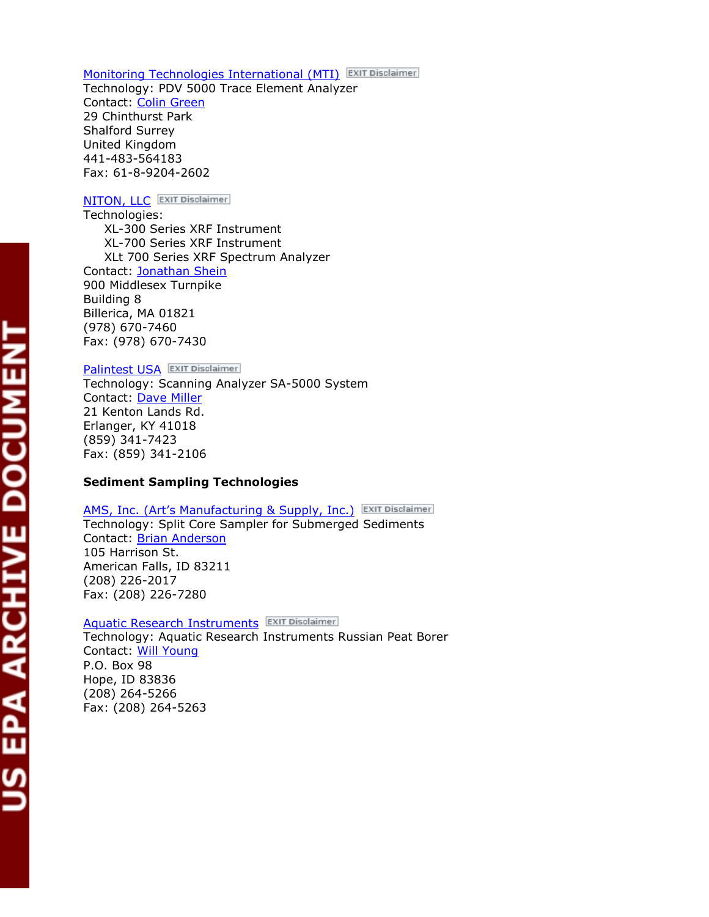Monitoring Technologies International (MTI) EXIT Disclaimer
Technology: PDV 5000 Trace Element Analyzer
Contact: Colin Green
29 Chinthurst Park
Shalford Surrey
United Kingdom
441-483-564183
Fax: 61-8-9204-2602

NITON, LLC EXIT Disclaimer
Technologies:
  XL-300 Series XRF Instrument
  XL-700 Series XRF Instrument
  XLt 700 Series XRF Spectrum Analyzer
Contact: Jonathan Shein
900 Middlesex Turnpike
Building 8
Billerica, MA 01821
(978) 670-7460
Fax: (978) 670-7430

Palintest USA EXIT Disclaimer
Technology: Scanning Analyzer SA-5000 System
Contact: Dave Miller
21 Kenton Lands Rd.
Erlanger, KY 41018
(859) 341-7423
Fax: (859) 341-2106

**Sediment Sampling Technologies**

AMS, Inc. (Art's Manufacturing & Supply, Inc.) EXIT Disclaimer
Technology: Split Core Sampler for Submerged Sediments
Contact: Brian Anderson
105 Harrison St.
American Falls, ID 83211
(208) 226-2017
Fax: (208) 226-7280

Aquatic Research Instruments EXIT Disclaimer
Technology: Aquatic Research Instruments Russian Peat Borer
Contact: Will Young
P.O. Box 98
Hope, ID 83836
(208) 264-5266
Fax: (208) 264-5263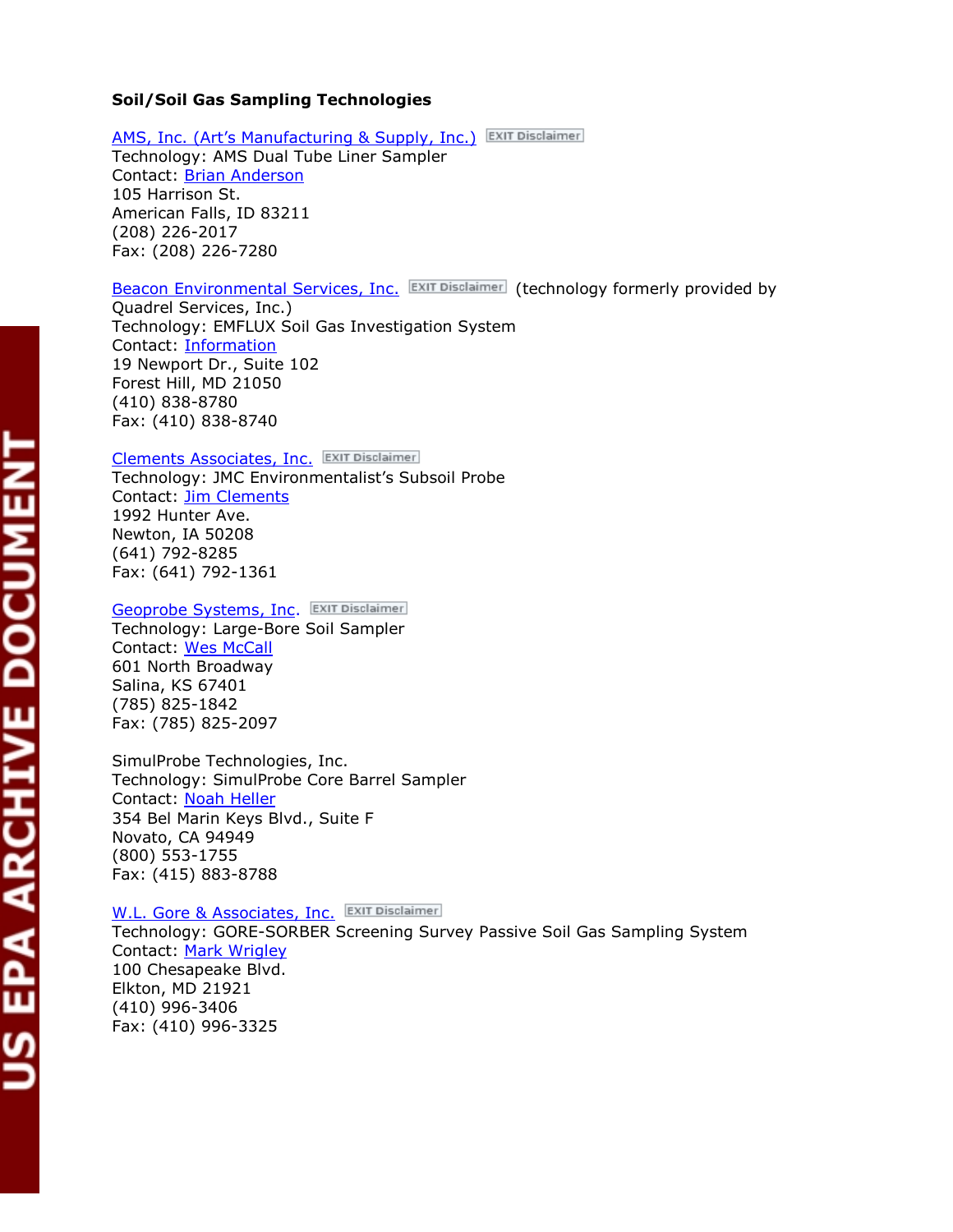**Soil/Soil Gas Sampling Technologies**

AMS, Inc. (Art's Manufacturing & Supply, Inc.) EXIT Disclaimer
Technology: AMS Dual Tube Liner Sampler
Contact: Brian Anderson
105 Harrison St.
American Falls, ID 83211
(208) 226-2017
Fax: (208) 226-7280

Beacon Environmental Services, Inc. EXIT Disclaimer (technology formerly provided by Quadrel Services, Inc.)
Technology: EMFLUX Soil Gas Investigation System
Contact: Information
19 Newport Dr., Suite 102
Forest Hill, MD 21050
(410) 838-8780
Fax: (410) 838-8740

Clements Associates, Inc. EXIT Disclaimer
Technology: JMC Environmentalist's Subsoil Probe
Contact: Jim Clements
1992 Hunter Ave.
Newton, IA 50208
(641) 792-8285
Fax: (641) 792-1361

Geoprobe Systems, Inc. EXIT Disclaimer
Technology: Large-Bore Soil Sampler
Contact: Wes McCall
601 North Broadway
Salina, KS 67401
(785) 825-1842
Fax: (785) 825-2097

SimulProbe Technologies, Inc.
Technology: SimulProbe Core Barrel Sampler
Contact: Noah Heller
354 Bel Marin Keys Blvd., Suite F
Novato, CA 94949
(800) 553-1755
Fax: (415) 883-8788

W.L. Gore & Associates, Inc. EXIT Disclaimer
Technology: GORE-SORBER Screening Survey Passive Soil Gas Sampling System
Contact: Mark Wrigley
100 Chesapeake Blvd.
Elkton, MD 21921
(410) 996-3406
Fax: (410) 996-3325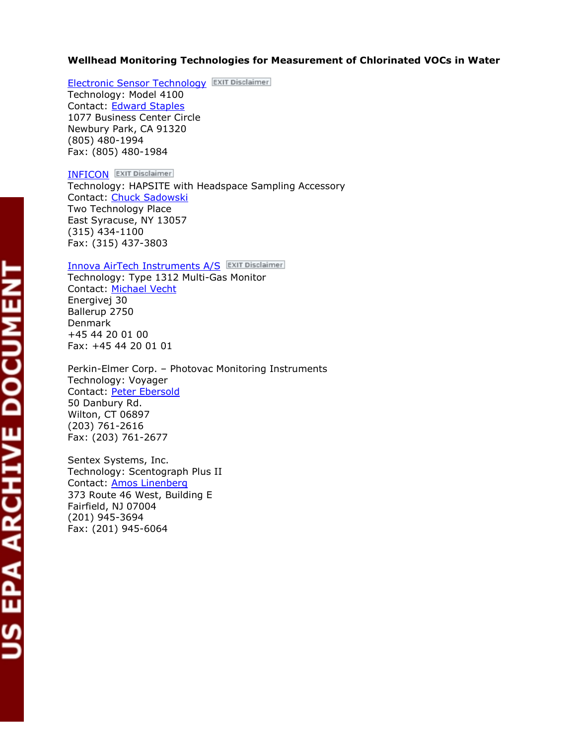**Wellhead Monitoring Technologies for Measurement of Chlorinated VOCs in Water**

Electronic Sensor Technology EXIT Disclaimer
Technology: Model 4100
Contact: Edward Staples
1077 Business Center Circle
Newbury Park, CA 91320
(805) 480-1994
Fax: (805) 480-1984

INFICON EXIT Disclaimer
Technology: HAPSITE with Headspace Sampling Accessory
Contact: Chuck Sadowski
Two Technology Place
East Syracuse, NY 13057
(315) 434-1100
Fax: (315) 437-3803

Innova AirTech Instruments A/S EXIT Disclaimer
Technology: Type 1312 Multi-Gas Monitor
Contact: Michael Vecht
Energivej 30
Ballerup 2750
Denmark
+45 44 20 01 00
Fax: +45 44 20 01 01

Perkin-Elmer Corp. – Photovac Monitoring Instruments
Technology: Voyager
Contact: Peter Ebersold
50 Danbury Rd.
Wilton, CT 06897
(203) 761-2616
Fax: (203) 761-2677

Sentex Systems, Inc.
Technology: Scentograph Plus II
Contact: Amos Linenberg
373 Route 46 West, Building E
Fairfield, NJ 07004
(201) 945-3694
Fax: (201) 945-6064